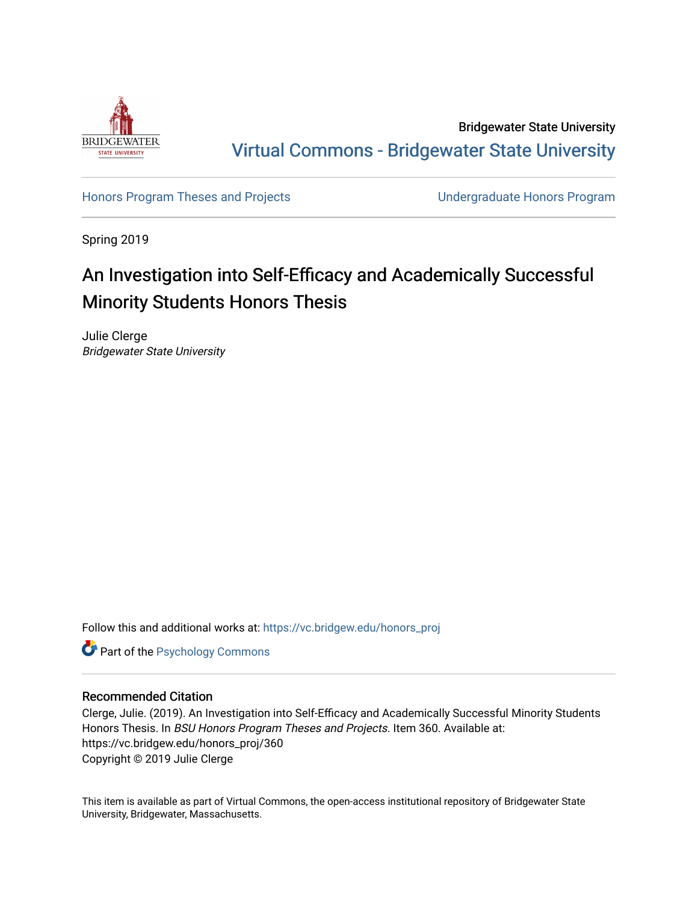Bridgewater State University

Virtual Commons - Bridgewater State University

Honors Program Theses and Projects

Undergraduate Honors Program

Spring 2019

# An Investigation into Self-Efficacy and Academically Successful Minority Students Honors Thesis

Julie Clerge
*Bridgewater State University*

Follow this and additional works at: https://vc.bridgew.edu/honors_proj

Part of the Psychology Commons

## Recommended Citation

Clerge, Julie. (2019). An Investigation into Self-Efficacy and Academically Successful Minority Students Honors Thesis. In *BSU Honors Program Theses and Projects.* Item 360. Available at: https://vc.bridgew.edu/honors_proj/360
Copyright © 2019 Julie Clerge

This item is available as part of Virtual Commons, the open-access institutional repository of Bridgewater State University, Bridgewater, Massachusetts.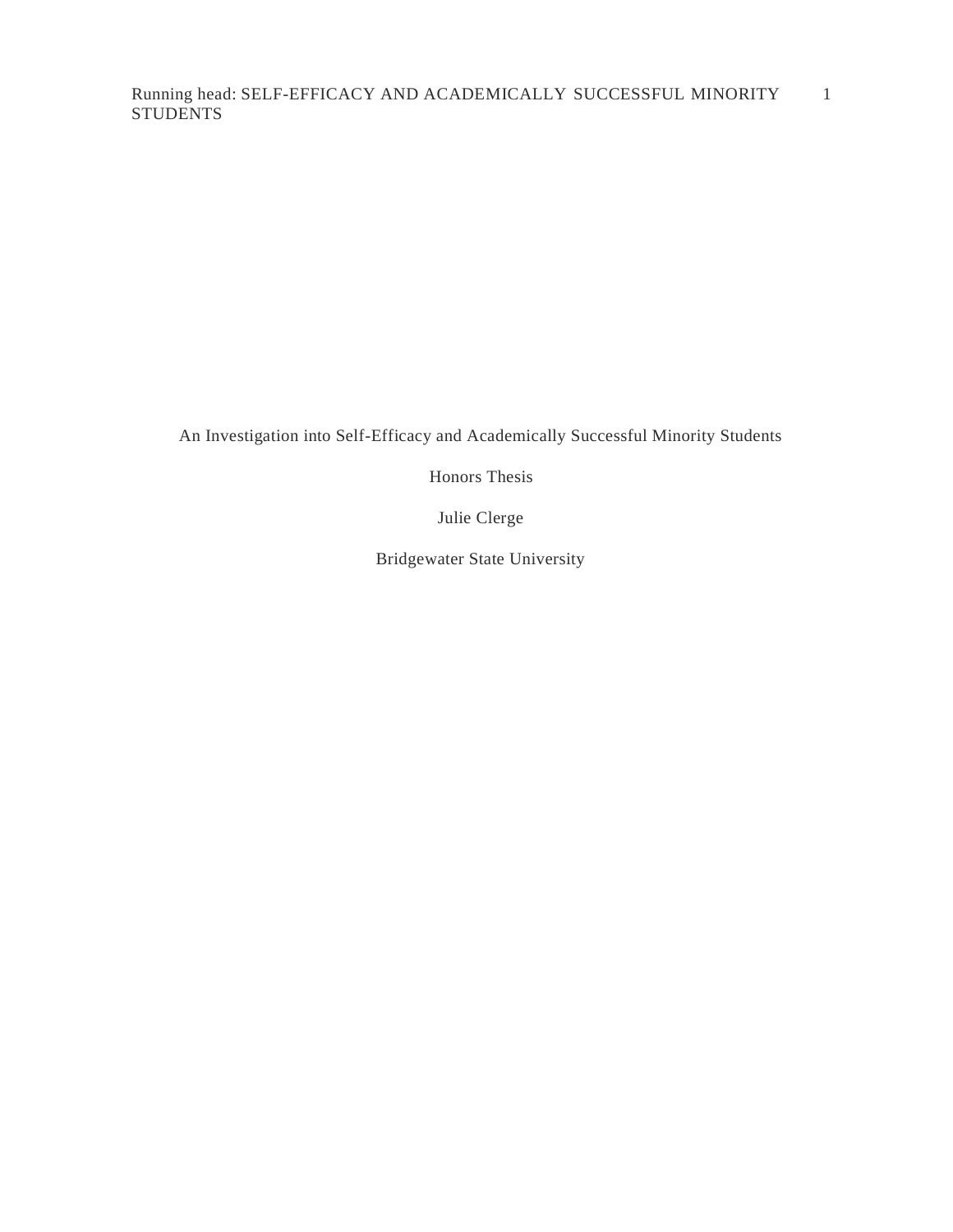An Investigation into Self-Efficacy and Academically Successful Minority Students

Honors Thesis

Julie Clerge

Bridgewater State University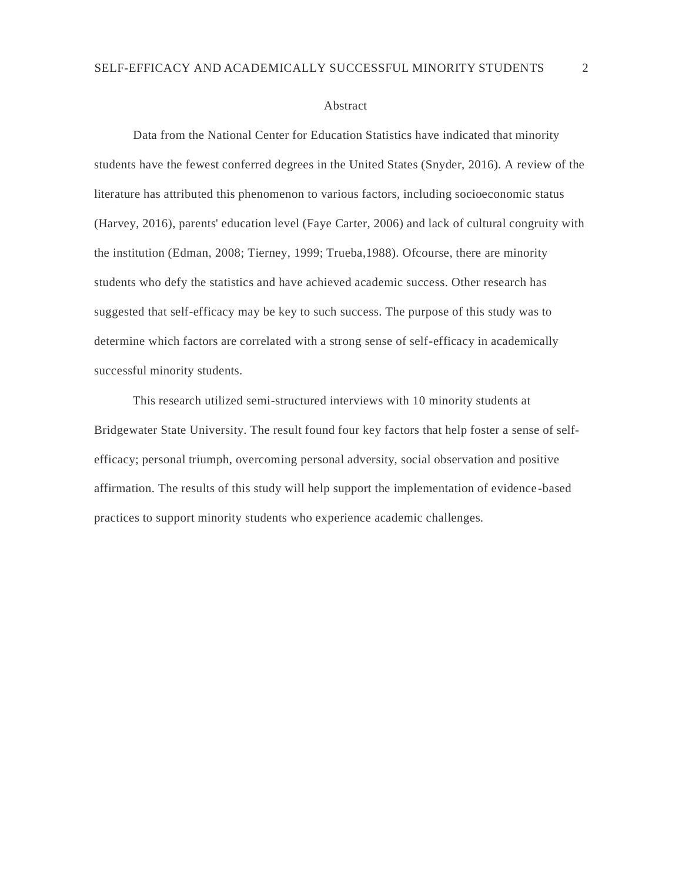## Abstract

Data from the National Center for Education Statistics have indicated that minority students have the fewest conferred degrees in the United States (Snyder, 2016). A review of the literature has attributed this phenomenon to various factors, including socioeconomic status (Harvey, 2016), parents' education level (Faye Carter, 2006) and lack of cultural congruity with the institution (Edman, 2008; Tierney, 1999; Trueba,1988). Ofcourse, there are minority students who defy the statistics and have achieved academic success. Other research has suggested that self-efficacy may be key to such success. The purpose of this study was to determine which factors are correlated with a strong sense of self-efficacy in academically successful minority students.

This research utilized semi-structured interviews with 10 minority students at Bridgewater State University. The result found four key factors that help foster a sense of self-efficacy; personal triumph, overcoming personal adversity, social observation and positive affirmation. The results of this study will help support the implementation of evidence-based practices to support minority students who experience academic challenges.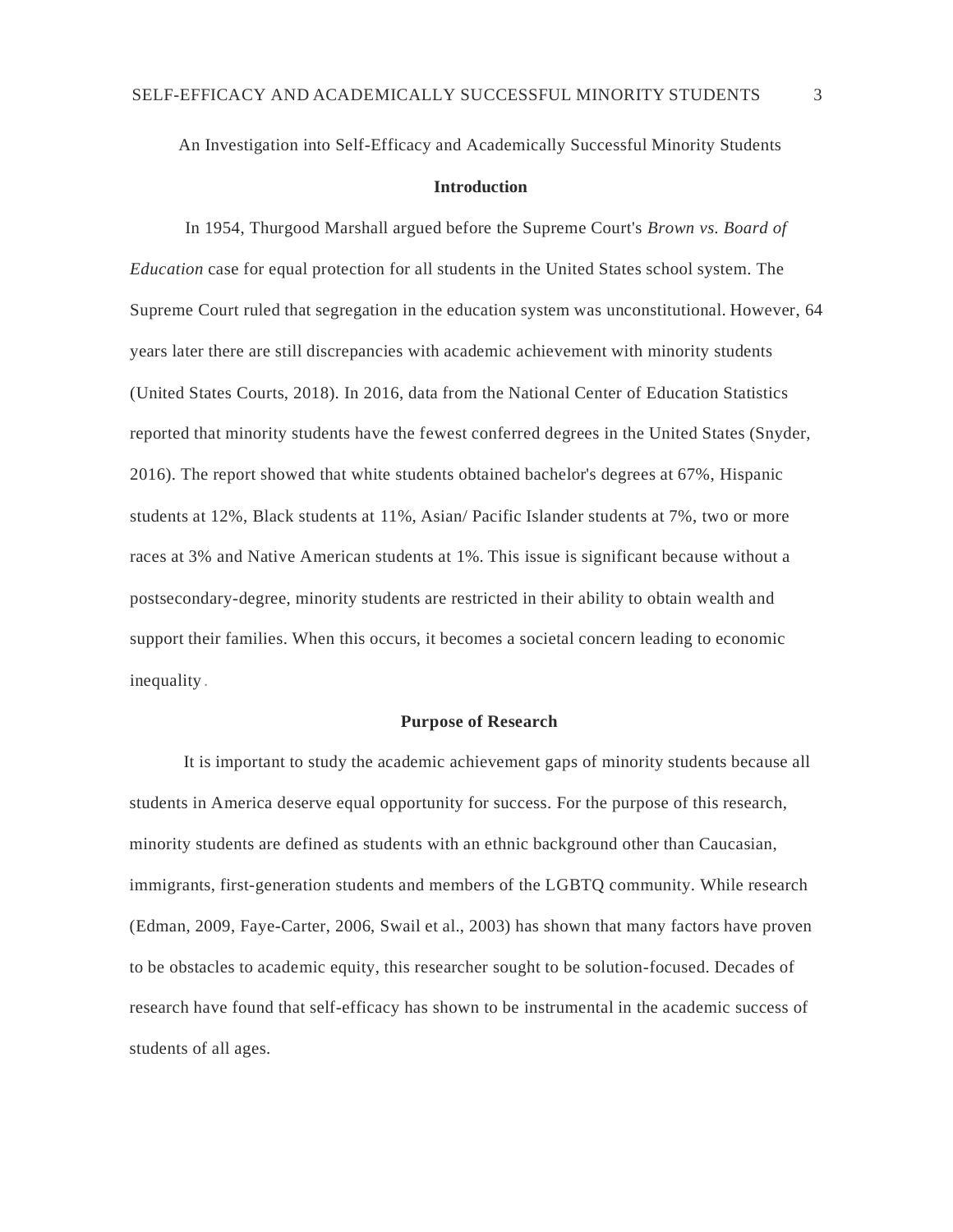An Investigation into Self-Efficacy and Academically Successful Minority Students

## Introduction

In 1954, Thurgood Marshall argued before the Supreme Court's *Brown vs. Board of Education* case for equal protection for all students in the United States school system. The Supreme Court ruled that segregation in the education system was unconstitutional. However, 64 years later there are still discrepancies with academic achievement with minority students (United States Courts, 2018). In 2016, data from the National Center of Education Statistics reported that minority students have the fewest conferred degrees in the United States (Snyder, 2016). The report showed that white students obtained bachelor's degrees at 67%, Hispanic students at 12%, Black students at 11%, Asian/ Pacific Islander students at 7%, two or more races at 3% and Native American students at 1%. This issue is significant because without a postsecondary-degree, minority students are restricted in their ability to obtain wealth and support their families. When this occurs, it becomes a societal concern leading to economic inequality.

## Purpose of Research

It is important to study the academic achievement gaps of minority students because all students in America deserve equal opportunity for success. For the purpose of this research, minority students are defined as students with an ethnic background other than Caucasian, immigrants, first-generation students and members of the LGBTQ community. While research (Edman, 2009, Faye-Carter, 2006, Swail et al., 2003) has shown that many factors have proven to be obstacles to academic equity, this researcher sought to be solution-focused. Decades of research have found that self-efficacy has shown to be instrumental in the academic success of students of all ages.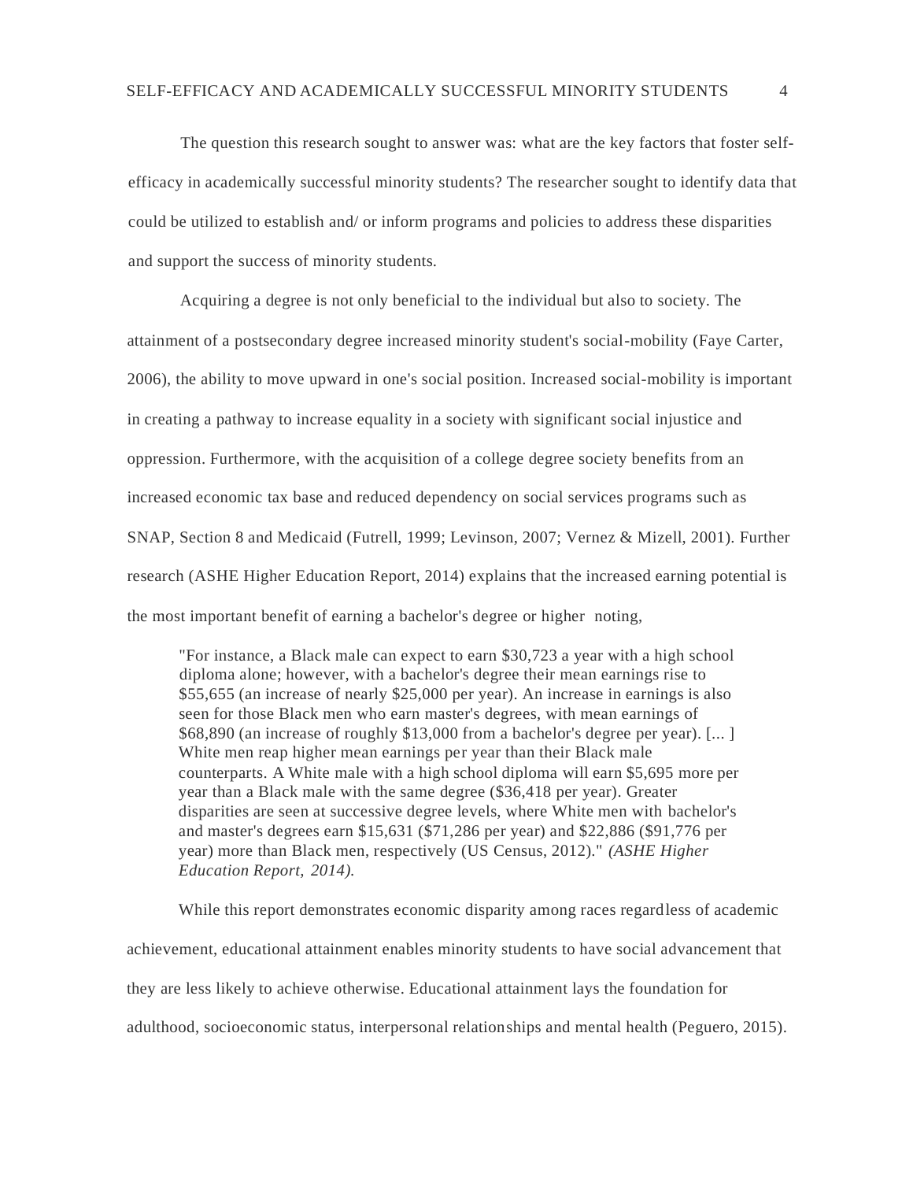The question this research sought to answer was: what are the key factors that foster self-efficacy in academically successful minority students? The researcher sought to identify data that could be utilized to establish and/ or inform programs and policies to address these disparities and support the success of minority students.

Acquiring a degree is not only beneficial to the individual but also to society. The attainment of a postsecondary degree increased minority student's social-mobility (Faye Carter, 2006), the ability to move upward in one's social position. Increased social-mobility is important in creating a pathway to increase equality in a society with significant social injustice and oppression. Furthermore, with the acquisition of a college degree society benefits from an increased economic tax base and reduced dependency on social services programs such as SNAP, Section 8 and Medicaid (Futrell, 1999; Levinson, 2007; Vernez & Mizell, 2001). Further research (ASHE Higher Education Report, 2014) explains that the increased earning potential is the most important benefit of earning a bachelor's degree or higher noting,

> "For instance, a Black male can expect to earn $30,723 a year with a high school diploma alone; however, with a bachelor's degree their mean earnings rise to $55,655 (an increase of nearly $25,000 per year). An increase in earnings is also seen for those Black men who earn master's degrees, with mean earnings of $68,890 (an increase of roughly $13,000 from a bachelor's degree per year). [... ] White men reap higher mean earnings per year than their Black male counterparts. A White male with a high school diploma will earn $5,695 more per year than a Black male with the same degree ($36,418 per year). Greater disparities are seen at successive degree levels, where White men with bachelor's and master's degrees earn $15,631 ($71,286 per year) and $22,886 ($91,776 per year) more than Black men, respectively (US Census, 2012)." *(ASHE Higher Education Report, 2014).*

While this report demonstrates economic disparity among races regardless of academic achievement, educational attainment enables minority students to have social advancement that they are less likely to achieve otherwise. Educational attainment lays the foundation for adulthood, socioeconomic status, interpersonal relationships and mental health (Peguero, 2015).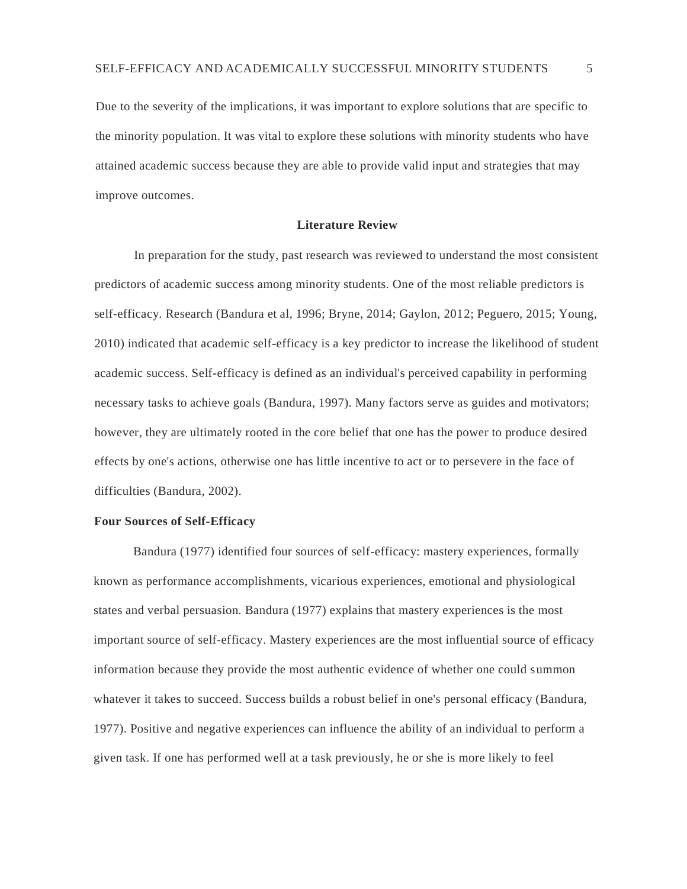Due to the severity of the implications, it was important to explore solutions that are specific to the minority population. It was vital to explore these solutions with minority students who have attained academic success because they are able to provide valid input and strategies that may improve outcomes.

## Literature Review

In preparation for the study, past research was reviewed to understand the most consistent predictors of academic success among minority students. One of the most reliable predictors is self-efficacy. Research (Bandura et al, 1996; Bryne, 2014; Gaylon, 2012; Peguero, 2015; Young, 2010) indicated that academic self-efficacy is a key predictor to increase the likelihood of student academic success. Self-efficacy is defined as an individual's perceived capability in performing necessary tasks to achieve goals (Bandura, 1997). Many factors serve as guides and motivators; however, they are ultimately rooted in the core belief that one has the power to produce desired effects by one's actions, otherwise one has little incentive to act or to persevere in the face of difficulties (Bandura, 2002).

### Four Sources of Self-Efficacy

Bandura (1977) identified four sources of self-efficacy: mastery experiences, formally known as performance accomplishments, vicarious experiences, emotional and physiological states and verbal persuasion. Bandura (1977) explains that mastery experiences is the most important source of self-efficacy. Mastery experiences are the most influential source of efficacy information because they provide the most authentic evidence of whether one could summon whatever it takes to succeed. Success builds a robust belief in one's personal efficacy (Bandura, 1977). Positive and negative experiences can influence the ability of an individual to perform a given task. If one has performed well at a task previously, he or she is more likely to feel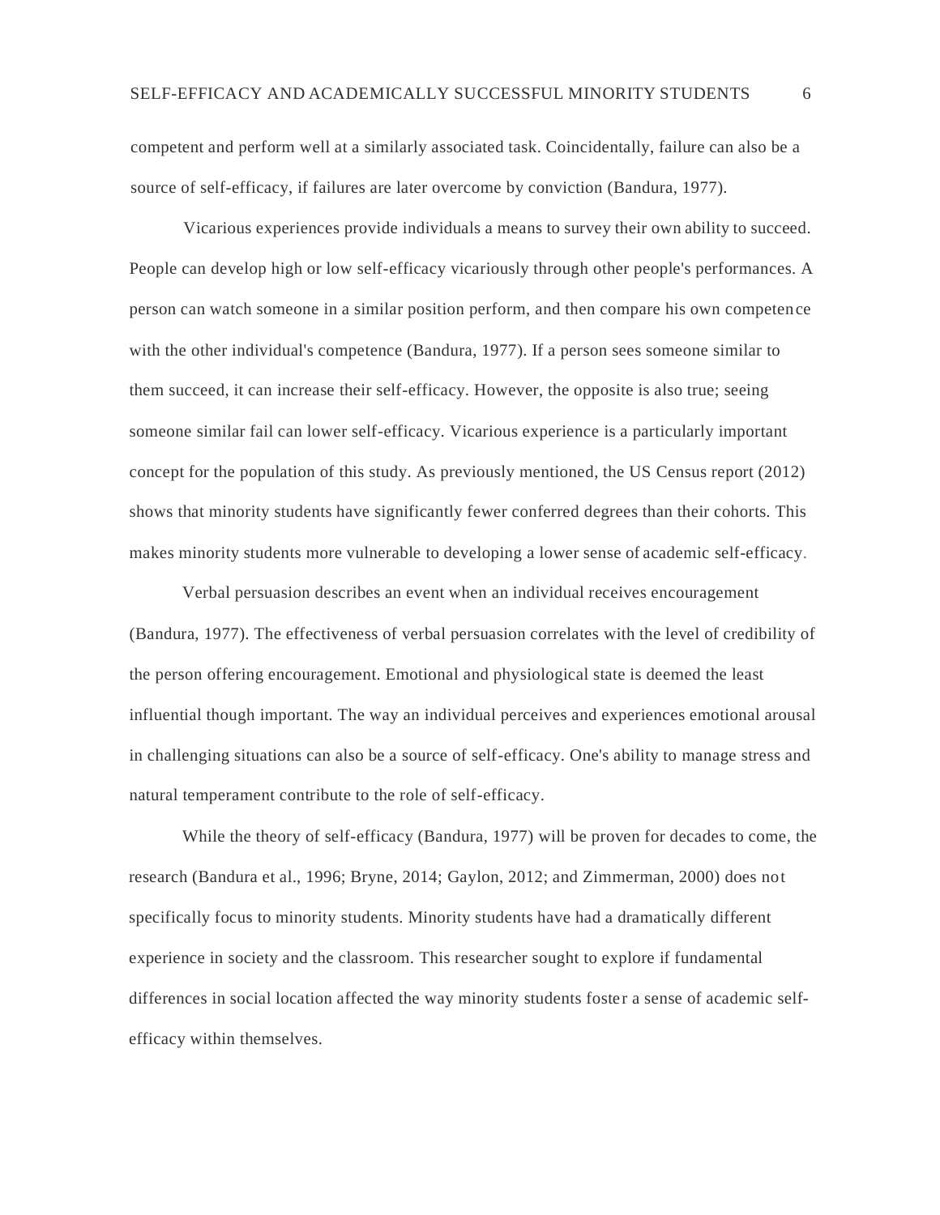competent and perform well at a similarly associated task. Coincidentally, failure can also be a source of self-efficacy, if failures are later overcome by conviction (Bandura, 1977).

Vicarious experiences provide individuals a means to survey their own ability to succeed. People can develop high or low self-efficacy vicariously through other people's performances. A person can watch someone in a similar position perform, and then compare his own competence with the other individual's competence (Bandura, 1977). If a person sees someone similar to them succeed, it can increase their self-efficacy. However, the opposite is also true; seeing someone similar fail can lower self-efficacy. Vicarious experience is a particularly important concept for the population of this study. As previously mentioned, the US Census report (2012) shows that minority students have significantly fewer conferred degrees than their cohorts. This makes minority students more vulnerable to developing a lower sense of academic self-efficacy.

Verbal persuasion describes an event when an individual receives encouragement (Bandura, 1977). The effectiveness of verbal persuasion correlates with the level of credibility of the person offering encouragement. Emotional and physiological state is deemed the least influential though important. The way an individual perceives and experiences emotional arousal in challenging situations can also be a source of self-efficacy. One's ability to manage stress and natural temperament contribute to the role of self-efficacy.

While the theory of self-efficacy (Bandura, 1977) will be proven for decades to come, the research (Bandura et al., 1996; Bryne, 2014; Gaylon, 2012; and Zimmerman, 2000) does not specifically focus to minority students. Minority students have had a dramatically different experience in society and the classroom. This researcher sought to explore if fundamental differences in social location affected the way minority students foster a sense of academic self-efficacy within themselves.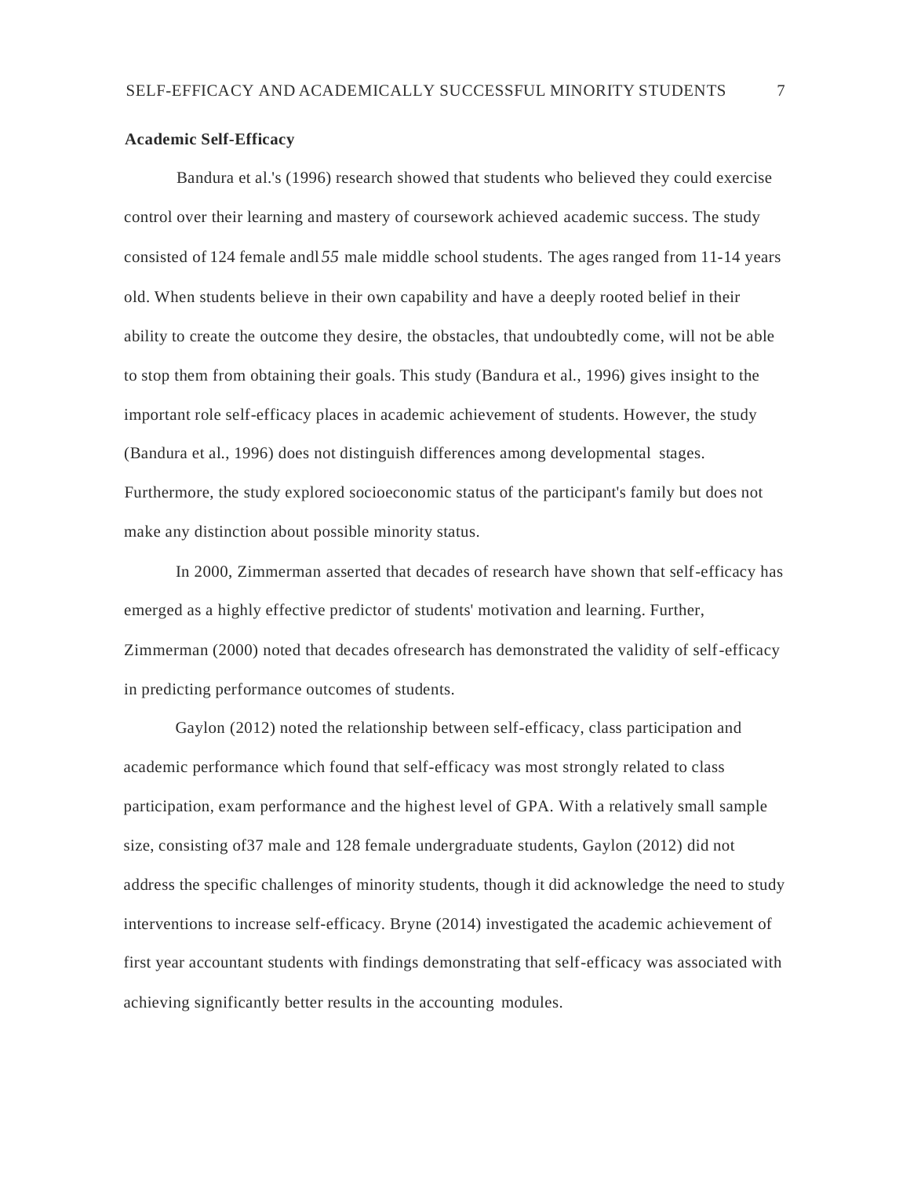**Academic Self-Efficacy**

Bandura et al.'s (1996) research showed that students who believed they could exercise control over their learning and mastery of coursework achieved academic success. The study consisted of 124 female andl*55* male middle school students. The ages ranged from 11-14 years old. When students believe in their own capability and have a deeply rooted belief in their ability to create the outcome they desire, the obstacles, that undoubtedly come, will not be able to stop them from obtaining their goals. This study (Bandura et al., 1996) gives insight to the important role self-efficacy places in academic achievement of students. However, the study (Bandura et al., 1996) does not distinguish differences among developmental stages. Furthermore, the study explored socioeconomic status of the participant's family but does not make any distinction about possible minority status.

In 2000, Zimmerman asserted that decades of research have shown that self-efficacy has emerged as a highly effective predictor of students' motivation and learning. Further, Zimmerman (2000) noted that decades ofresearch has demonstrated the validity of self-efficacy in predicting performance outcomes of students.

Gaylon (2012) noted the relationship between self-efficacy, class participation and academic performance which found that self-efficacy was most strongly related to class participation, exam performance and the highest level of GPA. With a relatively small sample size, consisting of37 male and 128 female undergraduate students, Gaylon (2012) did not address the specific challenges of minority students, though it did acknowledge the need to study interventions to increase self-efficacy. Bryne (2014) investigated the academic achievement of first year accountant students with findings demonstrating that self-efficacy was associated with achieving significantly better results in the accounting modules.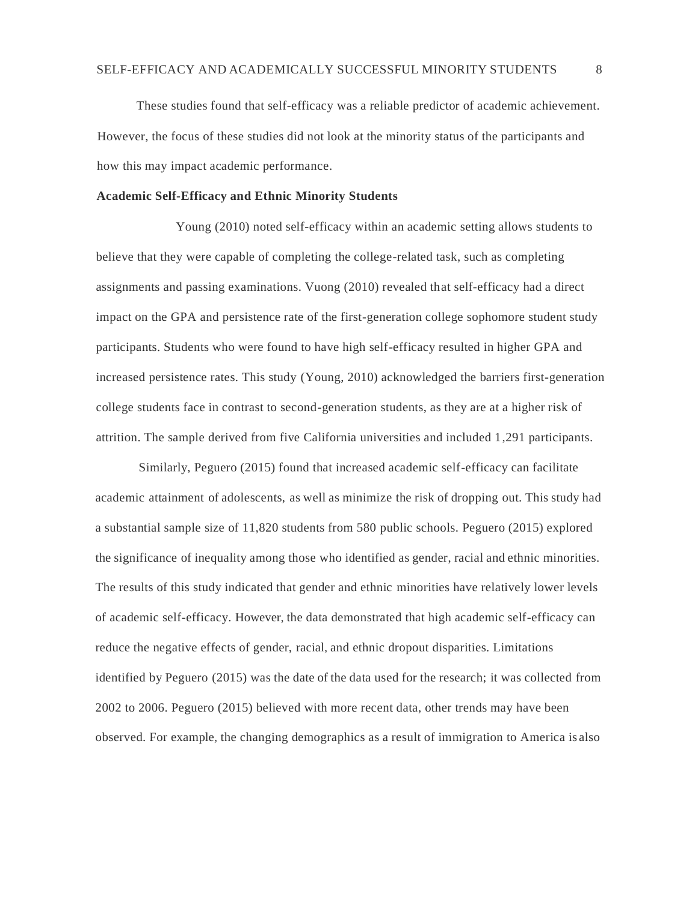These studies found that self-efficacy was a reliable predictor of academic achievement. However, the focus of these studies did not look at the minority status of the participants and how this may impact academic performance.

**Academic Self-Efficacy and Ethnic Minority Students**

Young (2010) noted self-efficacy within an academic setting allows students to believe that they were capable of completing the college-related task, such as completing assignments and passing examinations. Vuong (2010) revealed that self-efficacy had a direct impact on the GPA and persistence rate of the first-generation college sophomore student study participants. Students who were found to have high self-efficacy resulted in higher GPA and increased persistence rates. This study (Young, 2010) acknowledged the barriers first-generation college students face in contrast to second-generation students, as they are at a higher risk of attrition. The sample derived from five California universities and included 1,291 participants.

Similarly, Peguero (2015) found that increased academic self-efficacy can facilitate academic attainment of adolescents, as well as minimize the risk of dropping out. This study had a substantial sample size of 11,820 students from 580 public schools. Peguero (2015) explored the significance of inequality among those who identified as gender, racial and ethnic minorities. The results of this study indicated that gender and ethnic minorities have relatively lower levels of academic self-efficacy. However, the data demonstrated that high academic self-efficacy can reduce the negative effects of gender, racial, and ethnic dropout disparities. Limitations identified by Peguero (2015) was the date of the data used for the research; it was collected from 2002 to 2006. Peguero (2015) believed with more recent data, other trends may have been observed. For example, the changing demographics as a result of immigration to America is also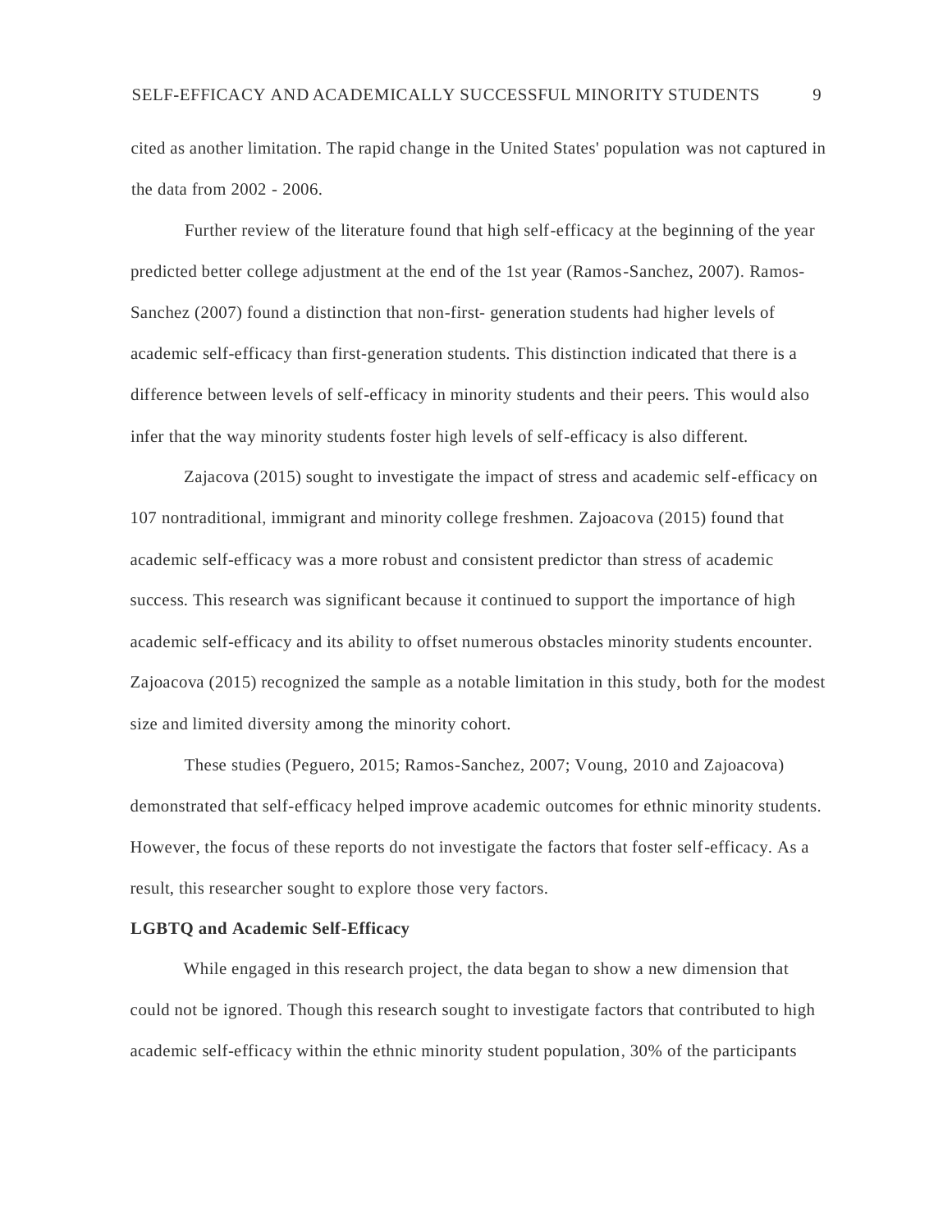cited as another limitation. The rapid change in the United States' population was not captured in the data from 2002 - 2006.

Further review of the literature found that high self-efficacy at the beginning of the year predicted better college adjustment at the end of the 1st year (Ramos-Sanchez, 2007). Ramos-Sanchez (2007) found a distinction that non-first- generation students had higher levels of academic self-efficacy than first-generation students. This distinction indicated that there is a difference between levels of self-efficacy in minority students and their peers. This would also infer that the way minority students foster high levels of self-efficacy is also different.

Zajacova (2015) sought to investigate the impact of stress and academic self-efficacy on 107 nontraditional, immigrant and minority college freshmen. Zajoacova (2015) found that academic self-efficacy was a more robust and consistent predictor than stress of academic success. This research was significant because it continued to support the importance of high academic self-efficacy and its ability to offset numerous obstacles minority students encounter. Zajoacova (2015) recognized the sample as a notable limitation in this study, both for the modest size and limited diversity among the minority cohort.

These studies (Peguero, 2015; Ramos-Sanchez, 2007; Voung, 2010 and Zajoacova) demonstrated that self-efficacy helped improve academic outcomes for ethnic minority students. However, the focus of these reports do not investigate the factors that foster self-efficacy. As a result, this researcher sought to explore those very factors.

**LGBTQ and Academic Self-Efficacy**

While engaged in this research project, the data began to show a new dimension that could not be ignored. Though this research sought to investigate factors that contributed to high academic self-efficacy within the ethnic minority student population, 30% of the participants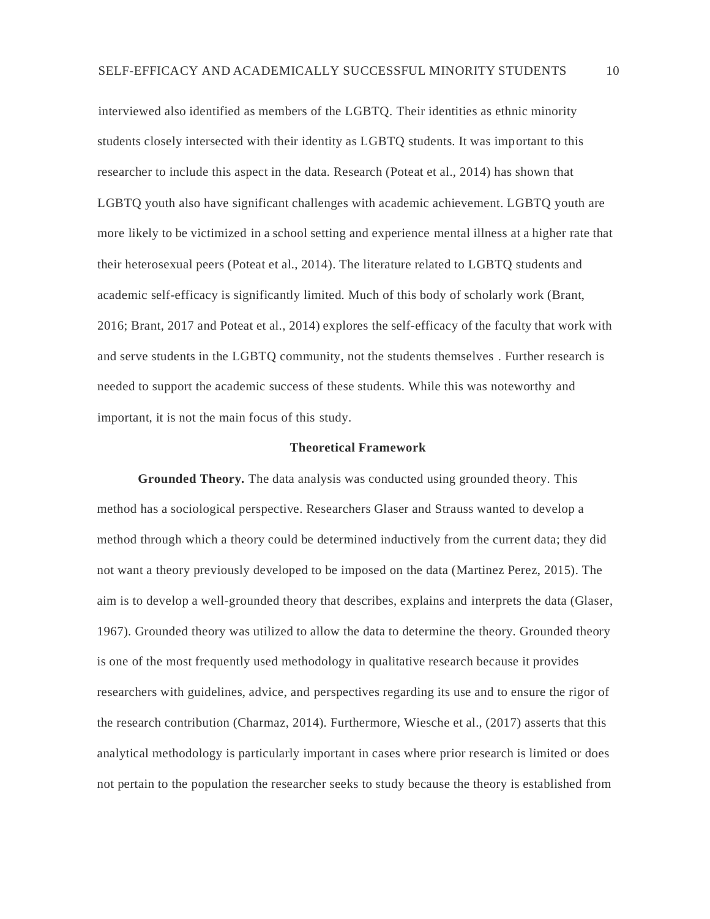interviewed also identified as members of the LGBTQ. Their identities as ethnic minority students closely intersected with their identity as LGBTQ students. It was important to this researcher to include this aspect in the data. Research (Poteat et al., 2014) has shown that LGBTQ youth also have significant challenges with academic achievement. LGBTQ youth are more likely to be victimized in a school setting and experience mental illness at a higher rate that their heterosexual peers (Poteat et al., 2014). The literature related to LGBTQ students and academic self-efficacy is significantly limited. Much of this body of scholarly work (Brant, 2016; Brant, 2017 and Poteat et al., 2014) explores the self-efficacy of the faculty that work with and serve students in the LGBTQ community, not the students themselves . Further research is needed to support the academic success of these students. While this was noteworthy and important, it is not the main focus of this study.

## Theoretical Framework

**Grounded Theory.** The data analysis was conducted using grounded theory. This method has a sociological perspective. Researchers Glaser and Strauss wanted to develop a method through which a theory could be determined inductively from the current data; they did not want a theory previously developed to be imposed on the data (Martinez Perez, 2015). The aim is to develop a well-grounded theory that describes, explains and interprets the data (Glaser, 1967). Grounded theory was utilized to allow the data to determine the theory. Grounded theory is one of the most frequently used methodology in qualitative research because it provides researchers with guidelines, advice, and perspectives regarding its use and to ensure the rigor of the research contribution (Charmaz, 2014). Furthermore, Wiesche et al., (2017) asserts that this analytical methodology is particularly important in cases where prior research is limited or does not pertain to the population the researcher seeks to study because the theory is established from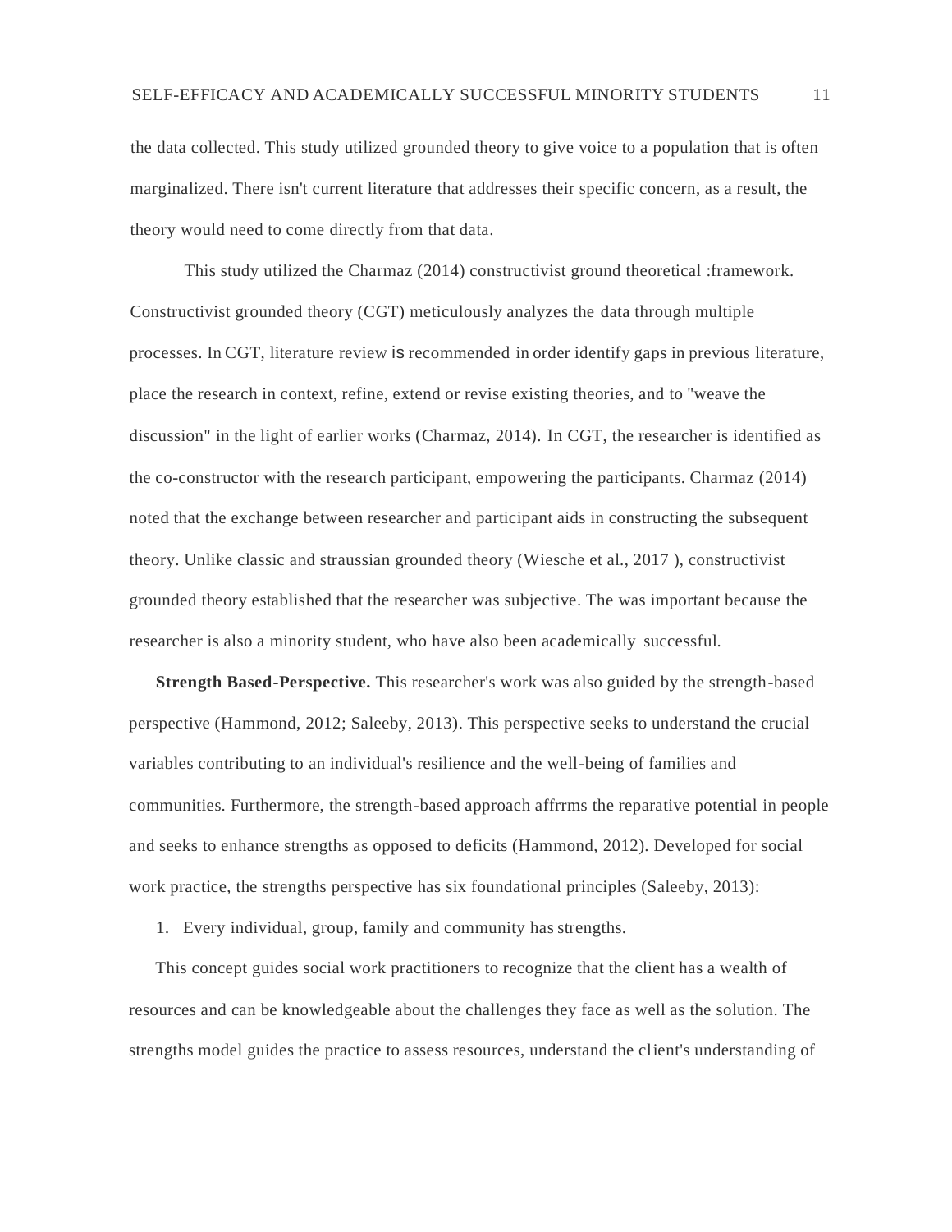the data collected. This study utilized grounded theory to give voice to a population that is often marginalized. There isn't current literature that addresses their specific concern, as a result, the theory would need to come directly from that data.

This study utilized the Charmaz (2014) constructivist ground theoretical :framework. Constructivist grounded theory (CGT) meticulously analyzes the data through multiple processes. In CGT, literature review is recommended in order identify gaps in previous literature, place the research in context, refine, extend or revise existing theories, and to "weave the discussion" in the light of earlier works (Charmaz, 2014). In CGT, the researcher is identified as the co-constructor with the research participant, empowering the participants. Charmaz (2014) noted that the exchange between researcher and participant aids in constructing the subsequent theory. Unlike classic and straussian grounded theory (Wiesche et al., 2017 ), constructivist grounded theory established that the researcher was subjective. The was important because the researcher is also a minority student, who have also been academically successful.

**Strength Based-Perspective.** This researcher's work was also guided by the strength-based perspective (Hammond, 2012; Saleeby, 2013). This perspective seeks to understand the crucial variables contributing to an individual's resilience and the well-being of families and communities. Furthermore, the strength-based approach affrrms the reparative potential in people and seeks to enhance strengths as opposed to deficits (Hammond, 2012). Developed for social work practice, the strengths perspective has six foundational principles (Saleeby, 2013):

1. Every individual, group, family and community has strengths.

This concept guides social work practitioners to recognize that the client has a wealth of resources and can be knowledgeable about the challenges they face as well as the solution. The strengths model guides the practice to assess resources, understand the client's understanding of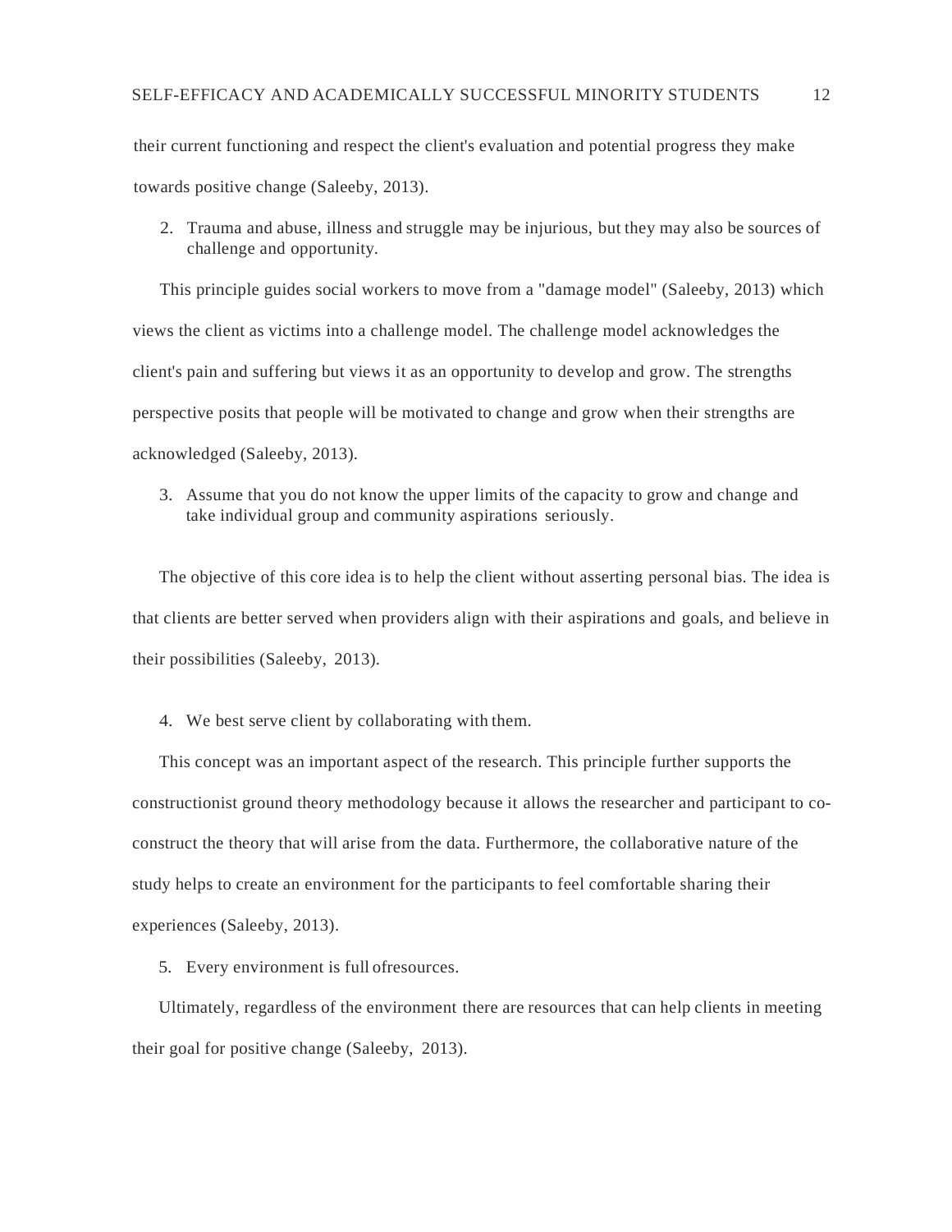their current functioning and respect the client's evaluation and potential progress they make towards positive change (Saleeby, 2013).

2. Trauma and abuse, illness and struggle may be injurious, but they may also be sources of challenge and opportunity.

This principle guides social workers to move from a "damage model" (Saleeby, 2013) which views the client as victims into a challenge model. The challenge model acknowledges the client's pain and suffering but views it as an opportunity to develop and grow. The strengths perspective posits that people will be motivated to change and grow when their strengths are acknowledged (Saleeby, 2013).

3. Assume that you do not know the upper limits of the capacity to grow and change and take individual group and community aspirations seriously.

The objective of this core idea is to help the client without asserting personal bias. The idea is that clients are better served when providers align with their aspirations and goals, and believe in their possibilities (Saleeby, 2013).

4. We best serve client by collaborating with them.

This concept was an important aspect of the research. This principle further supports the constructionist ground theory methodology because it allows the researcher and participant to co-construct the theory that will arise from the data. Furthermore, the collaborative nature of the study helps to create an environment for the participants to feel comfortable sharing their experiences (Saleeby, 2013).

5. Every environment is full ofresources.

Ultimately, regardless of the environment there are resources that can help clients in meeting their goal for positive change (Saleeby, 2013).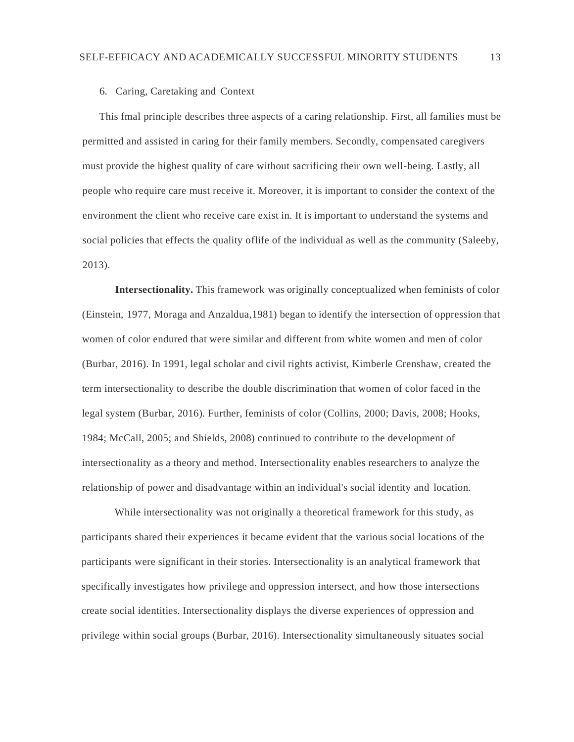6. Caring, Caretaking and Context

This fmal principle describes three aspects of a caring relationship. First, all families must be permitted and assisted in caring for their family members. Secondly, compensated caregivers must provide the highest quality of care without sacrificing their own well-being. Lastly, all people who require care must receive it. Moreover, it is important to consider the context of the environment the client who receive care exist in. It is important to understand the systems and social policies that effects the quality oflife of the individual as well as the community (Saleeby, 2013).

**Intersectionality.** This framework was originally conceptualized when feminists of color (Einstein, 1977, Moraga and Anzaldua,1981) began to identify the intersection of oppression that women of color endured that were similar and different from white women and men of color (Burbar, 2016). In 1991, legal scholar and civil rights activist, Kimberle Crenshaw, created the term intersectionality to describe the double discrimination that women of color faced in the legal system (Burbar, 2016). Further, feminists of color (Collins, 2000; Davis, 2008; Hooks, 1984; McCall, 2005; and Shields, 2008) continued to contribute to the development of intersectionality as a theory and method. Intersectionality enables researchers to analyze the relationship of power and disadvantage within an individual's social identity and location.

While intersectionality was not originally a theoretical framework for this study, as participants shared their experiences it became evident that the various social locations of the participants were significant in their stories. Intersectionality is an analytical framework that specifically investigates how privilege and oppression intersect, and how those intersections create social identities. Intersectionality displays the diverse experiences of oppression and privilege within social groups (Burbar, 2016). Intersectionality simultaneously situates social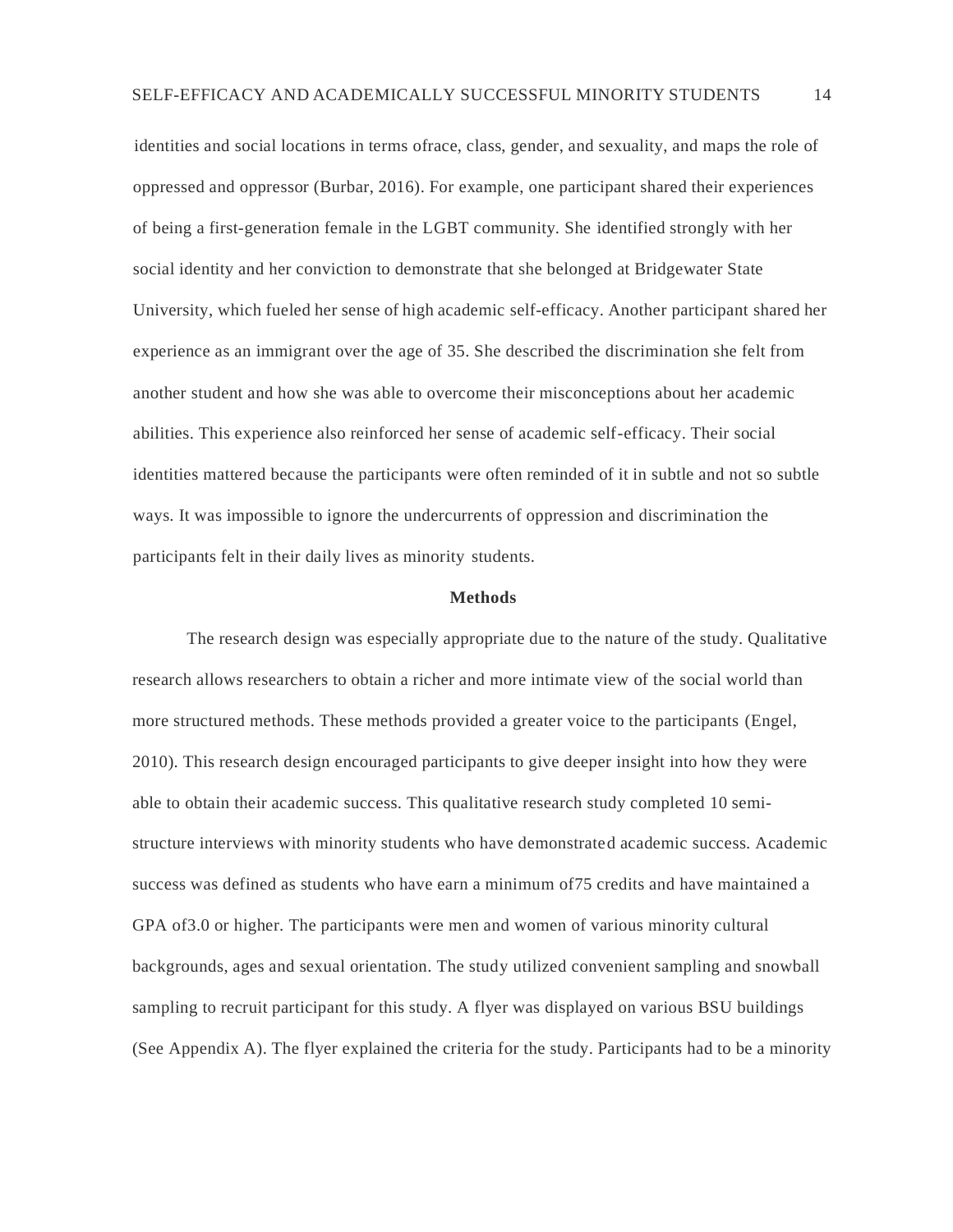identities and social locations in terms ofrace, class, gender, and sexuality, and maps the role of oppressed and oppressor (Burbar, 2016). For example, one participant shared their experiences of being a first-generation female in the LGBT community. She identified strongly with her social identity and her conviction to demonstrate that she belonged at Bridgewater State University, which fueled her sense of high academic self-efficacy. Another participant shared her experience as an immigrant over the age of 35. She described the discrimination she felt from another student and how she was able to overcome their misconceptions about her academic abilities. This experience also reinforced her sense of academic self-efficacy. Their social identities mattered because the participants were often reminded of it in subtle and not so subtle ways. It was impossible to ignore the undercurrents of oppression and discrimination the participants felt in their daily lives as minority students.

## Methods

The research design was especially appropriate due to the nature of the study. Qualitative research allows researchers to obtain a richer and more intimate view of the social world than more structured methods. These methods provided a greater voice to the participants (Engel, 2010). This research design encouraged participants to give deeper insight into how they were able to obtain their academic success. This qualitative research study completed 10 semi-structure interviews with minority students who have demonstrated academic success. Academic success was defined as students who have earn a minimum of75 credits and have maintained a GPA of3.0 or higher. The participants were men and women of various minority cultural backgrounds, ages and sexual orientation. The study utilized convenient sampling and snowball sampling to recruit participant for this study. A flyer was displayed on various BSU buildings (See Appendix A). The flyer explained the criteria for the study. Participants had to be a minority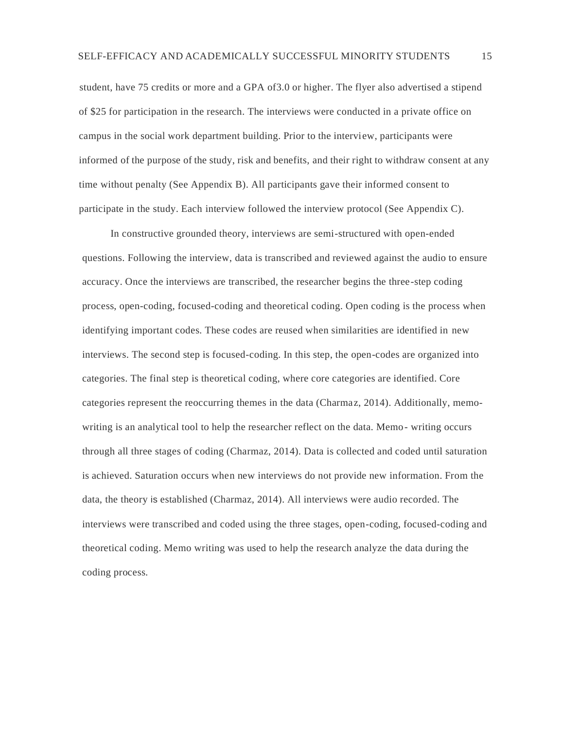student, have 75 credits or more and a GPA of3.0 or higher. The flyer also advertised a stipend of $25 for participation in the research. The interviews were conducted in a private office on campus in the social work department building. Prior to the interview, participants were informed of the purpose of the study, risk and benefits, and their right to withdraw consent at any time without penalty (See Appendix B). All participants gave their informed consent to participate in the study. Each interview followed the interview protocol (See Appendix C).

In constructive grounded theory, interviews are semi-structured with open-ended questions. Following the interview, data is transcribed and reviewed against the audio to ensure accuracy. Once the interviews are transcribed, the researcher begins the three-step coding process, open-coding, focused-coding and theoretical coding. Open coding is the process when identifying important codes. These codes are reused when similarities are identified in new interviews. The second step is focused-coding. In this step, the open-codes are organized into categories. The final step is theoretical coding, where core categories are identified. Core categories represent the reoccurring themes in the data (Charmaz, 2014). Additionally, memo-writing is an analytical tool to help the researcher reflect on the data. Memo- writing occurs through all three stages of coding (Charmaz, 2014). Data is collected and coded until saturation is achieved. Saturation occurs when new interviews do not provide new information. From the data, the theory is established (Charmaz, 2014). All interviews were audio recorded. The interviews were transcribed and coded using the three stages, open-coding, focused-coding and theoretical coding. Memo writing was used to help the research analyze the data during the coding process.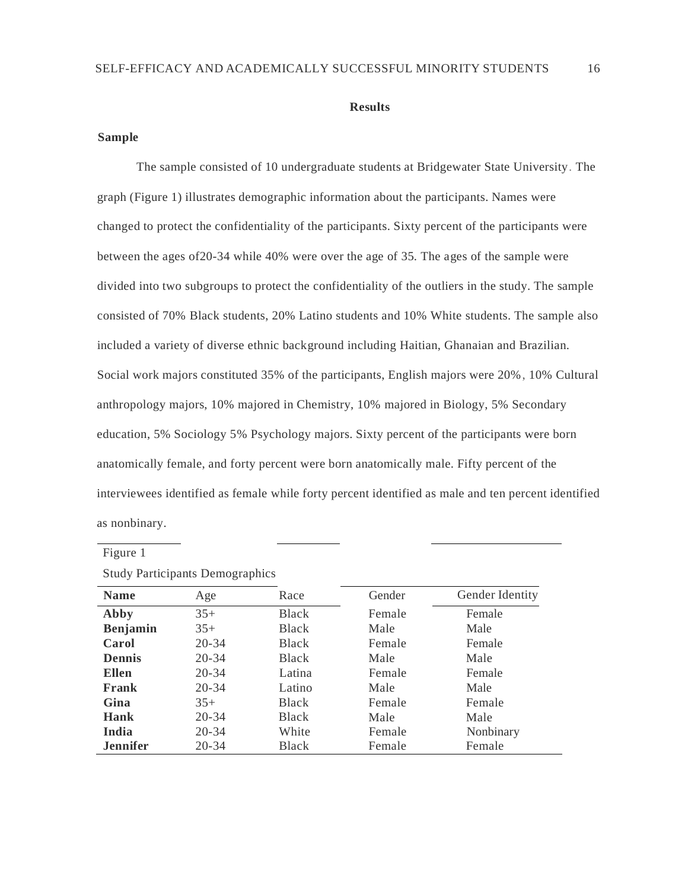# Results

## Sample

The sample consisted of 10 undergraduate students at Bridgewater State University. The graph (Figure 1) illustrates demographic information about the participants. Names were changed to protect the confidentiality of the participants. Sixty percent of the participants were between the ages of20-34 while 40% were over the age of 35. The ages of the sample were divided into two subgroups to protect the confidentiality of the outliers in the study. The sample consisted of 70% Black students, 20% Latino students and 10% White students. The sample also included a variety of diverse ethnic background including Haitian, Ghanaian and Brazilian. Social work majors constituted 35% of the participants, English majors were 20%, 10% Cultural anthropology majors, 10% majored in Chemistry, 10% majored in Biology, 5% Secondary education, 5% Sociology 5% Psychology majors. Sixty percent of the participants were born anatomically female, and forty percent were born anatomically male. Fifty percent of the interviewees identified as female while forty percent identified as male and ten percent identified as nonbinary.

Figure 1

Study Participants Demographics

| Name | Age | Race | Gender | Gender Identity |
|---|---|---|---|---|
| **Abby** | 35+ | Black | Female | Female |
| **Benjamin** | 35+ | Black | Male | Male |
| **Carol** | 20-34 | Black | Female | Female |
| **Dennis** | 20-34 | Black | Male | Male |
| **Ellen** | 20-34 | Latina | Female | Female |
| **Frank** | 20-34 | Latino | Male | Male |
| **Gina** | 35+ | Black | Female | Female |
| **Hank** | 20-34 | Black | Male | Male |
| **India** | 20-34 | White | Female | Nonbinary |
| **Jennifer** | 20-34 | Black | Female | Female |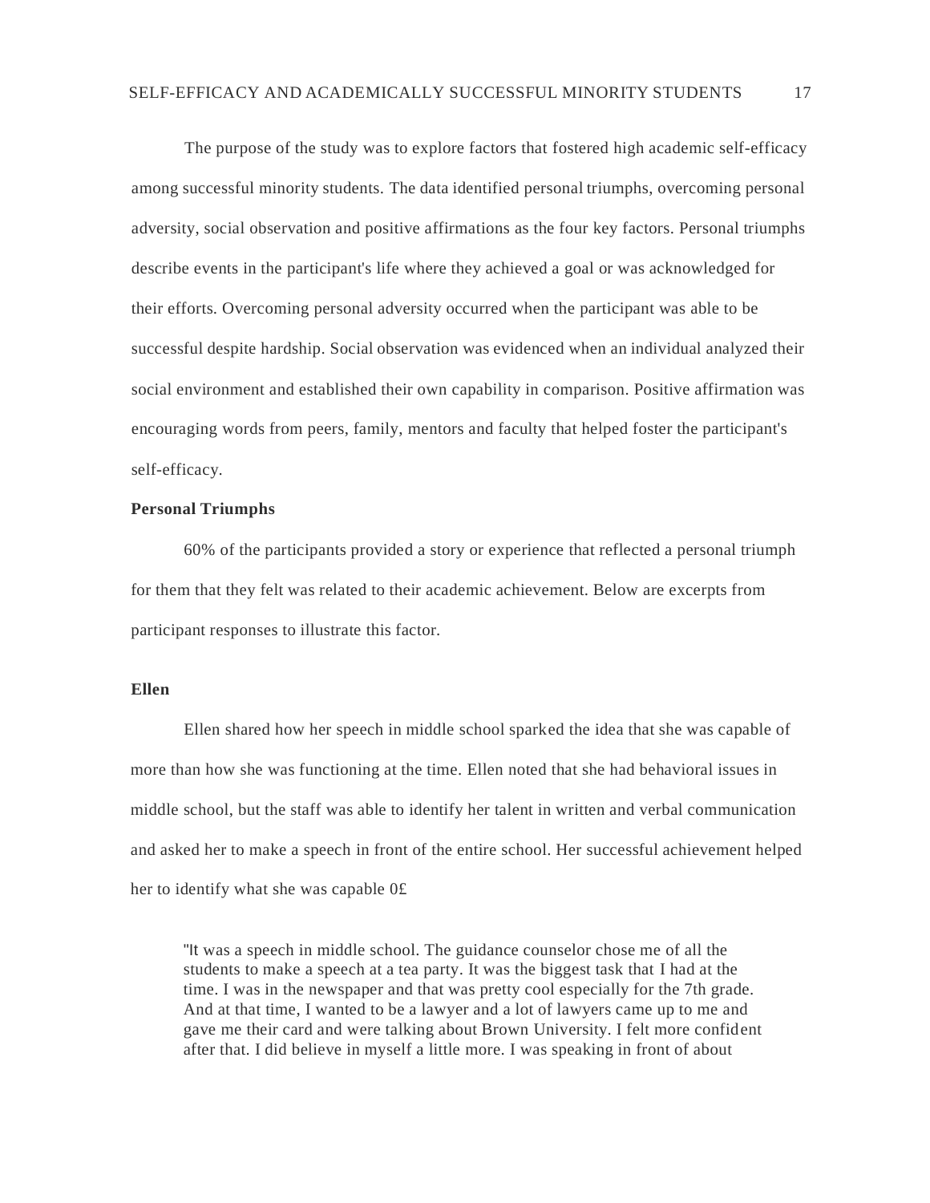The purpose of the study was to explore factors that fostered high academic self-efficacy among successful minority students. The data identified personal triumphs, overcoming personal adversity, social observation and positive affirmations as the four key factors. Personal triumphs describe events in the participant's life where they achieved a goal or was acknowledged for their efforts. Overcoming personal adversity occurred when the participant was able to be successful despite hardship. Social observation was evidenced when an individual analyzed their social environment and established their own capability in comparison. Positive affirmation was encouraging words from peers, family, mentors and faculty that helped foster the participant's self-efficacy.

**Personal Triumphs**

60% of the participants provided a story or experience that reflected a personal triumph for them that they felt was related to their academic achievement. Below are excerpts from participant responses to illustrate this factor.

**Ellen**

Ellen shared how her speech in middle school sparked the idea that she was capable of more than how she was functioning at the time. Ellen noted that she had behavioral issues in middle school, but the staff was able to identify her talent in written and verbal communication and asked her to make a speech in front of the entire school. Her successful achievement helped her to identify what she was capable 0£

> "It was a speech in middle school. The guidance counselor chose me of all the students to make a speech at a tea party. It was the biggest task that I had at the time. I was in the newspaper and that was pretty cool especially for the 7th grade. And at that time, I wanted to be a lawyer and a lot of lawyers came up to me and gave me their card and were talking about Brown University. I felt more confident after that. I did believe in myself a little more. I was speaking in front of about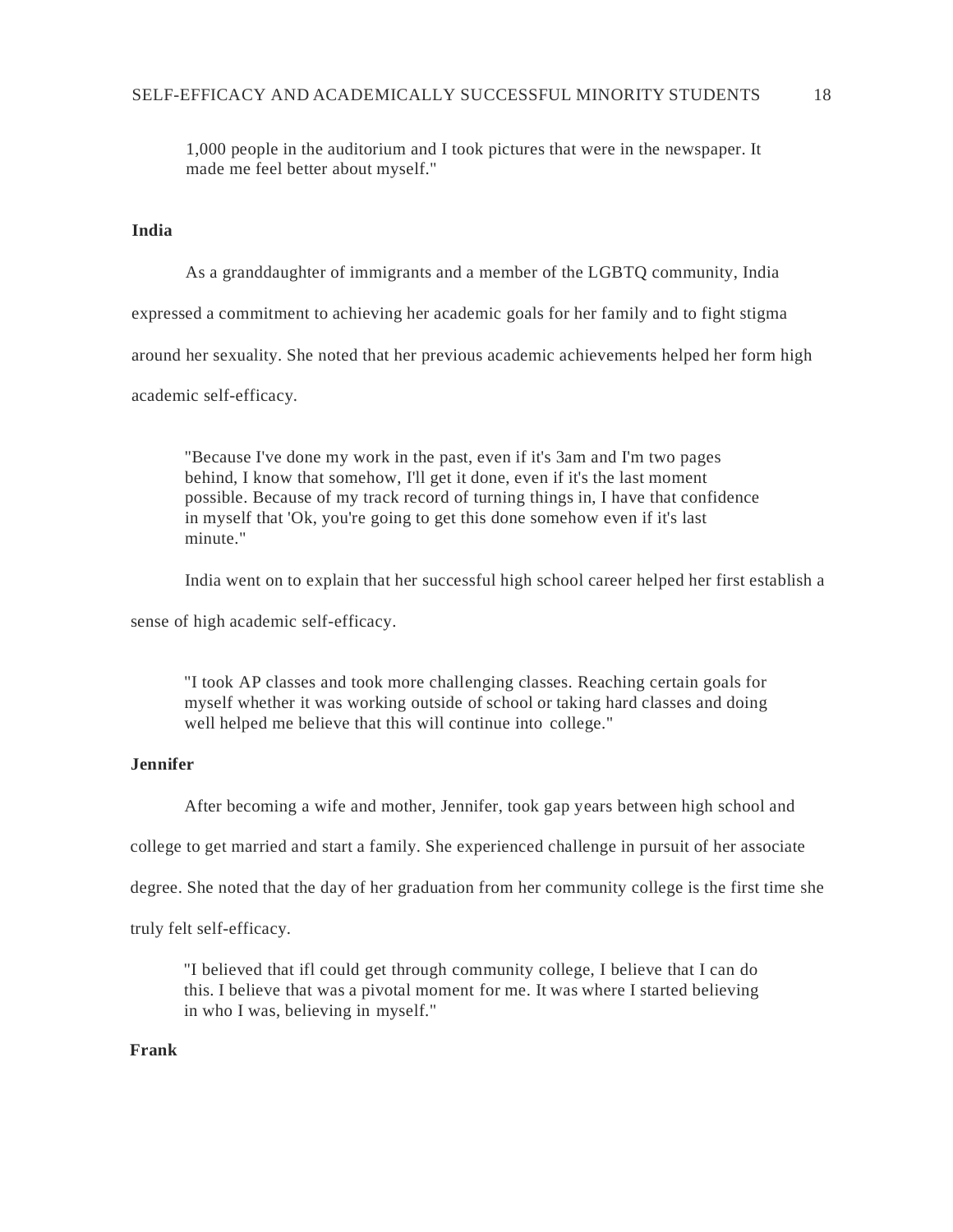> 1,000 people in the auditorium and I took pictures that were in the newspaper. It made me feel better about myself."

**India**

As a granddaughter of immigrants and a member of the LGBTQ community, India expressed a commitment to achieving her academic goals for her family and to fight stigma around her sexuality. She noted that her previous academic achievements helped her form high academic self-efficacy.

> "Because I've done my work in the past, even if it's 3am and I'm two pages behind, I know that somehow, I'll get it done, even if it's the last moment possible. Because of my track record of turning things in, I have that confidence in myself that 'Ok, you're going to get this done somehow even if it's last minute."

India went on to explain that her successful high school career helped her first establish a sense of high academic self-efficacy.

> "I took AP classes and took more challenging classes. Reaching certain goals for myself whether it was working outside of school or taking hard classes and doing well helped me believe that this will continue into college."

**Jennifer**

After becoming a wife and mother, Jennifer, took gap years between high school and college to get married and start a family. She experienced challenge in pursuit of her associate degree. She noted that the day of her graduation from her community college is the first time she truly felt self-efficacy.

> "I believed that ifl could get through community college, I believe that I can do this. I believe that was a pivotal moment for me. It was where I started believing in who I was, believing in myself."

**Frank**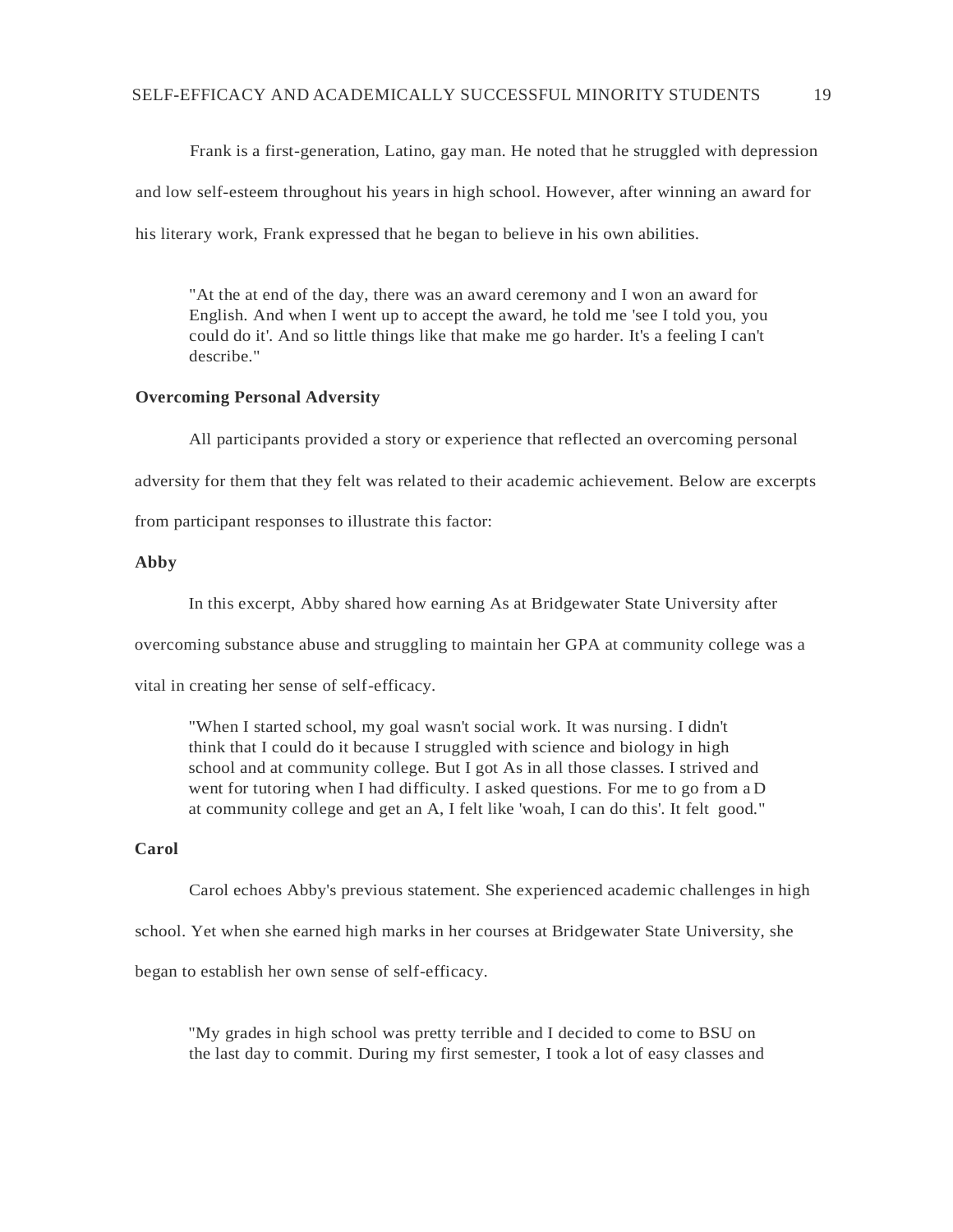Frank is a first-generation, Latino, gay man. He noted that he struggled with depression and low self-esteem throughout his years in high school. However, after winning an award for his literary work, Frank expressed that he began to believe in his own abilities.

> "At the at end of the day, there was an award ceremony and I won an award for English. And when I went up to accept the award, he told me 'see I told you, you could do it'. And so little things like that make me go harder. It's a feeling I can't describe."

### Overcoming Personal Adversity

All participants provided a story or experience that reflected an overcoming personal adversity for them that they felt was related to their academic achievement. Below are excerpts from participant responses to illustrate this factor:

### Abby

In this excerpt, Abby shared how earning As at Bridgewater State University after overcoming substance abuse and struggling to maintain her GPA at community college was a vital in creating her sense of self-efficacy.

> "When I started school, my goal wasn't social work. It was nursing. I didn't think that I could do it because I struggled with science and biology in high school and at community college. But I got As in all those classes. I strived and went for tutoring when I had difficulty. I asked questions. For me to go from a D at community college and get an A, I felt like 'woah, I can do this'. It felt good."

### Carol

Carol echoes Abby's previous statement. She experienced academic challenges in high school. Yet when she earned high marks in her courses at Bridgewater State University, she began to establish her own sense of self-efficacy.

> "My grades in high school was pretty terrible and I decided to come to BSU on the last day to commit. During my first semester, I took a lot of easy classes and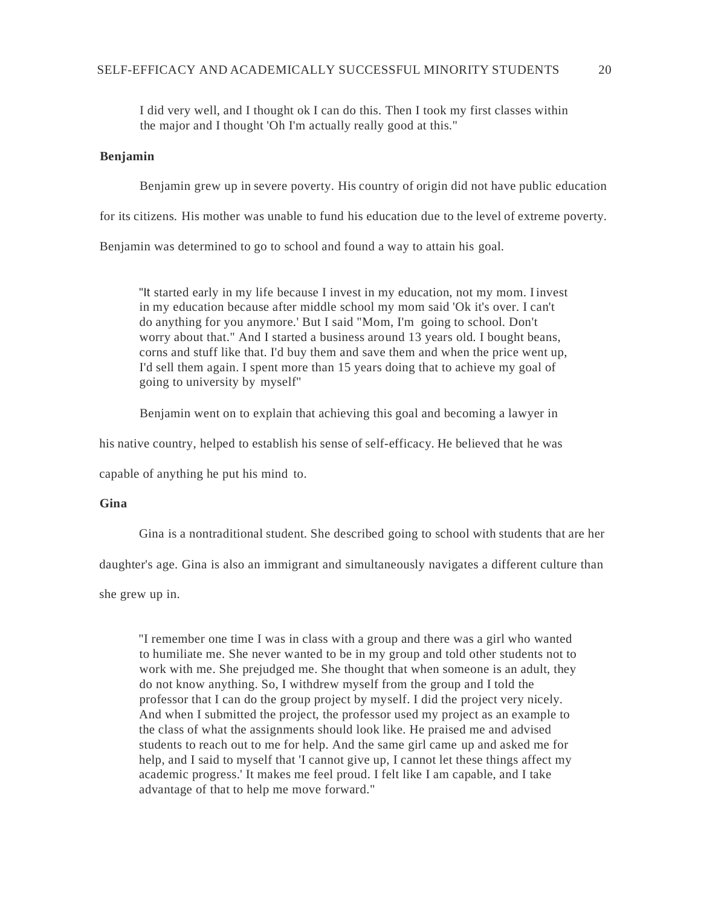> I did very well, and I thought ok I can do this. Then I took my first classes within the major and I thought 'Oh I'm actually really good at this."

**Benjamin**

Benjamin grew up in severe poverty. His country of origin did not have public education for its citizens. His mother was unable to fund his education due to the level of extreme poverty. Benjamin was determined to go to school and found a way to attain his goal.

> "It started early in my life because I invest in my education, not my mom. I invest in my education because after middle school my mom said 'Ok it's over. I can't do anything for you anymore.' But I said "Mom, I'm going to school. Don't worry about that." And I started a business around 13 years old. I bought beans, corns and stuff like that. I'd buy them and save them and when the price went up, I'd sell them again. I spent more than 15 years doing that to achieve my goal of going to university by myself"

Benjamin went on to explain that achieving this goal and becoming a lawyer in his native country, helped to establish his sense of self-efficacy. He believed that he was capable of anything he put his mind to.

**Gina**

Gina is a nontraditional student. She described going to school with students that are her daughter's age. Gina is also an immigrant and simultaneously navigates a different culture than she grew up in.

> "I remember one time I was in class with a group and there was a girl who wanted to humiliate me. She never wanted to be in my group and told other students not to work with me. She prejudged me. She thought that when someone is an adult, they do not know anything. So, I withdrew myself from the group and I told the professor that I can do the group project by myself. I did the project very nicely. And when I submitted the project, the professor used my project as an example to the class of what the assignments should look like. He praised me and advised students to reach out to me for help. And the same girl came up and asked me for help, and I said to myself that 'I cannot give up, I cannot let these things affect my academic progress.' It makes me feel proud. I felt like I am capable, and I take advantage of that to help me move forward."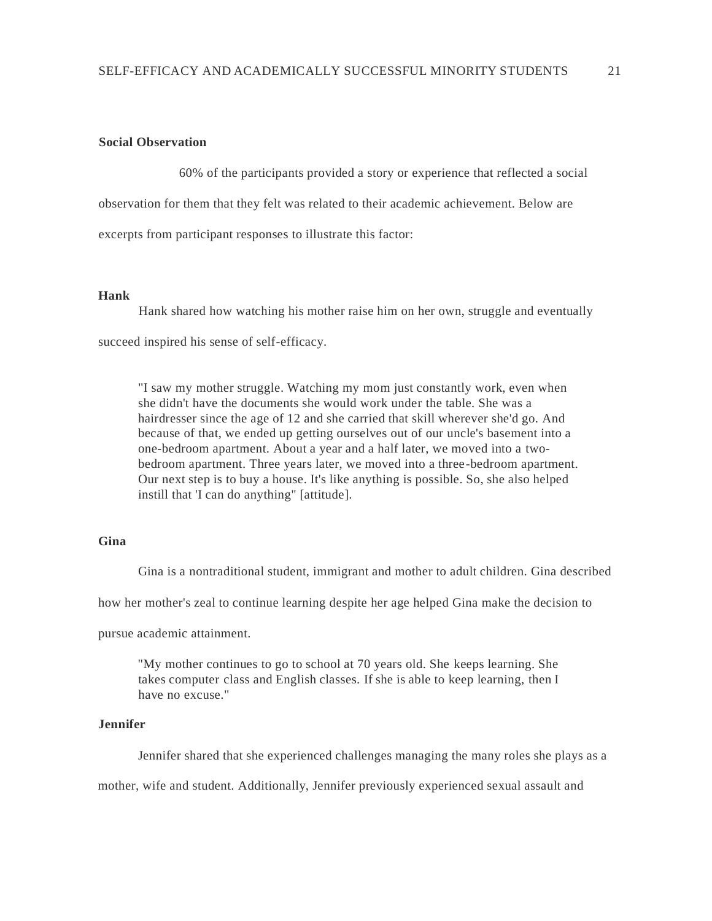**Social Observation**

60% of the participants provided a story or experience that reflected a social observation for them that they felt was related to their academic achievement. Below are excerpts from participant responses to illustrate this factor:

**Hank**

Hank shared how watching his mother raise him on her own, struggle and eventually succeed inspired his sense of self-efficacy.

> "I saw my mother struggle. Watching my mom just constantly work, even when she didn't have the documents she would work under the table. She was a hairdresser since the age of 12 and she carried that skill wherever she'd go. And because of that, we ended up getting ourselves out of our uncle's basement into a one-bedroom apartment. About a year and a half later, we moved into a two-bedroom apartment. Three years later, we moved into a three-bedroom apartment. Our next step is to buy a house. It's like anything is possible. So, she also helped instill that 'I can do anything" [attitude].

**Gina**

Gina is a nontraditional student, immigrant and mother to adult children. Gina described how her mother's zeal to continue learning despite her age helped Gina make the decision to pursue academic attainment.

> "My mother continues to go to school at 70 years old. She keeps learning. She takes computer class and English classes. If she is able to keep learning, then I have no excuse."

**Jennifer**

Jennifer shared that she experienced challenges managing the many roles she plays as a mother, wife and student. Additionally, Jennifer previously experienced sexual assault and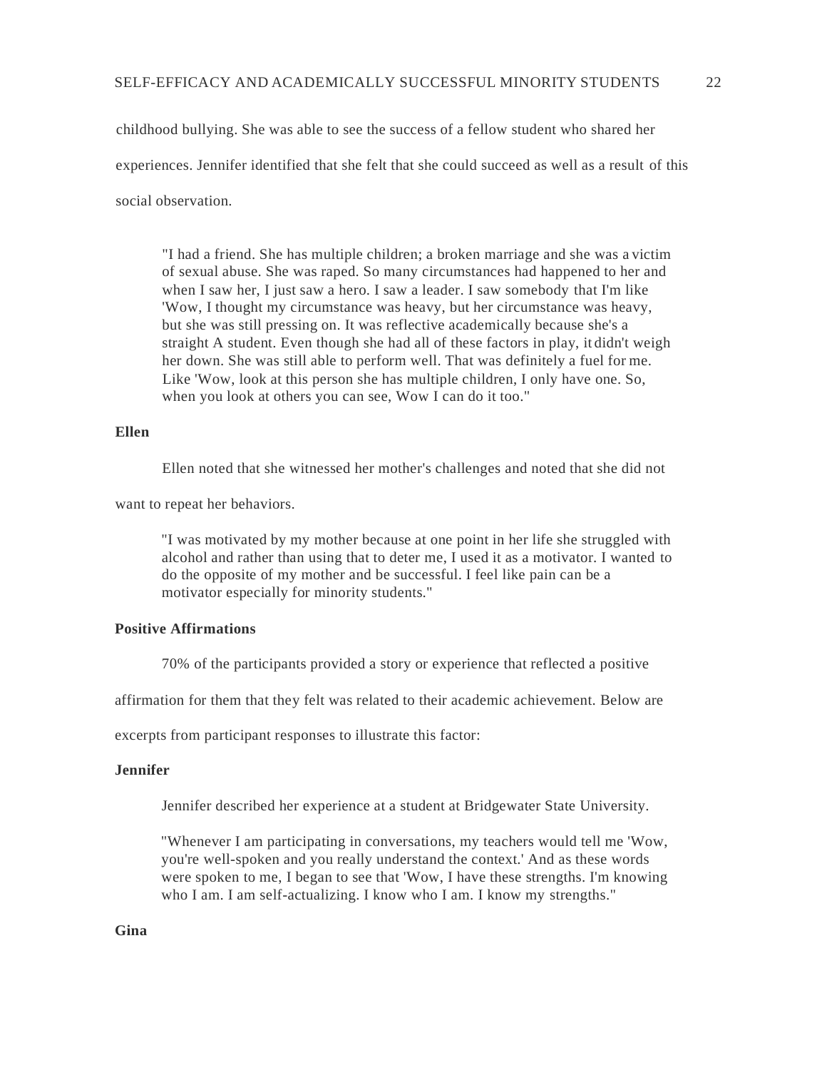childhood bullying. She was able to see the success of a fellow student who shared her experiences. Jennifer identified that she felt that she could succeed as well as a result of this social observation.

> "I had a friend. She has multiple children; a broken marriage and she was a victim of sexual abuse. She was raped. So many circumstances had happened to her and when I saw her, I just saw a hero. I saw a leader. I saw somebody that I'm like 'Wow, I thought my circumstance was heavy, but her circumstance was heavy, but she was still pressing on. It was reflective academically because she's a straight A student. Even though she had all of these factors in play, it didn't weigh her down. She was still able to perform well. That was definitely a fuel for me. Like 'Wow, look at this person she has multiple children, I only have one. So, when you look at others you can see, Wow I can do it too."

**Ellen**

Ellen noted that she witnessed her mother's challenges and noted that she did not want to repeat her behaviors.

> "I was motivated by my mother because at one point in her life she struggled with alcohol and rather than using that to deter me, I used it as a motivator. I wanted to do the opposite of my mother and be successful. I feel like pain can be a motivator especially for minority students."

**Positive Affirmations**

70% of the participants provided a story or experience that reflected a positive affirmation for them that they felt was related to their academic achievement. Below are excerpts from participant responses to illustrate this factor:

**Jennifer**

Jennifer described her experience at a student at Bridgewater State University.

> "Whenever I am participating in conversations, my teachers would tell me 'Wow, you're well-spoken and you really understand the context.' And as these words were spoken to me, I began to see that 'Wow, I have these strengths. I'm knowing who I am. I am self-actualizing. I know who I am. I know my strengths."

**Gina**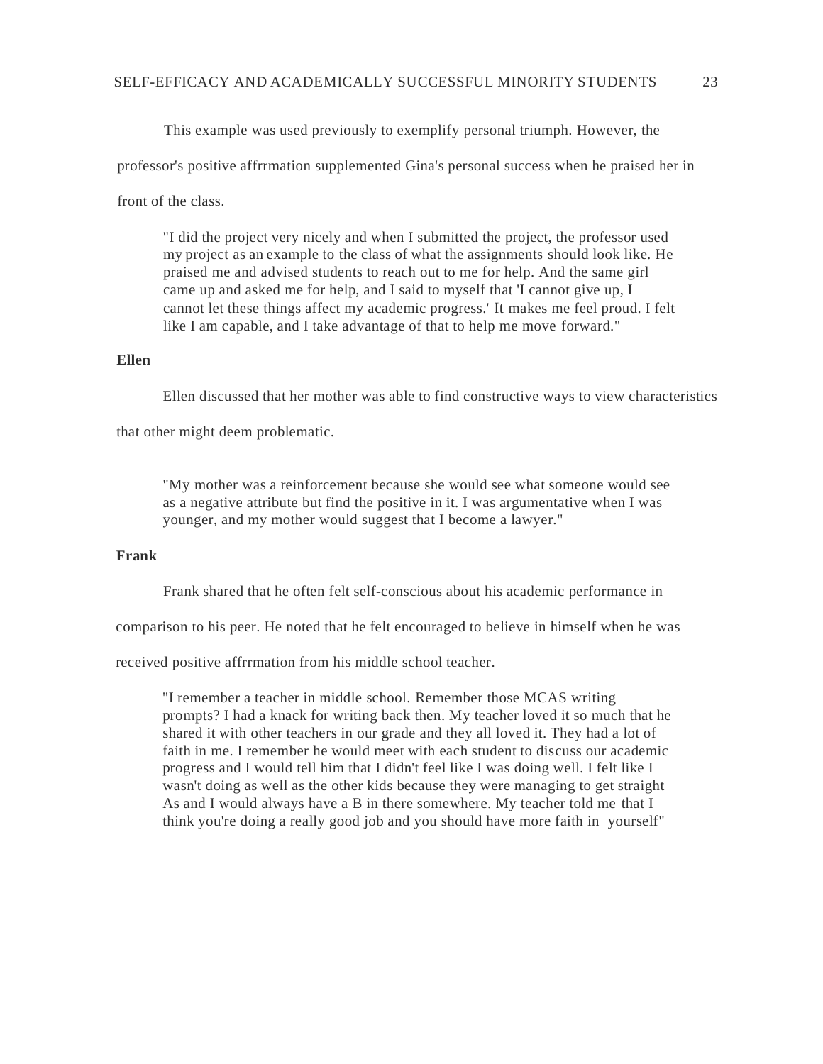This example was used previously to exemplify personal triumph. However, the professor's positive affrrmation supplemented Gina's personal success when he praised her in front of the class.

> "I did the project very nicely and when I submitted the project, the professor used my project as an example to the class of what the assignments should look like. He praised me and advised students to reach out to me for help. And the same girl came up and asked me for help, and I said to myself that 'I cannot give up, I cannot let these things affect my academic progress.' It makes me feel proud. I felt like I am capable, and I take advantage of that to help me move forward."

**Ellen**

Ellen discussed that her mother was able to find constructive ways to view characteristics that other might deem problematic.

> "My mother was a reinforcement because she would see what someone would see as a negative attribute but find the positive in it. I was argumentative when I was younger, and my mother would suggest that I become a lawyer."

**Frank**

Frank shared that he often felt self-conscious about his academic performance in comparison to his peer. He noted that he felt encouraged to believe in himself when he was received positive affrrmation from his middle school teacher.

> "I remember a teacher in middle school. Remember those MCAS writing prompts? I had a knack for writing back then. My teacher loved it so much that he shared it with other teachers in our grade and they all loved it. They had a lot of faith in me. I remember he would meet with each student to discuss our academic progress and I would tell him that I didn't feel like I was doing well. I felt like I wasn't doing as well as the other kids because they were managing to get straight As and I would always have a B in there somewhere. My teacher told me that I think you're doing a really good job and you should have more faith in yourself"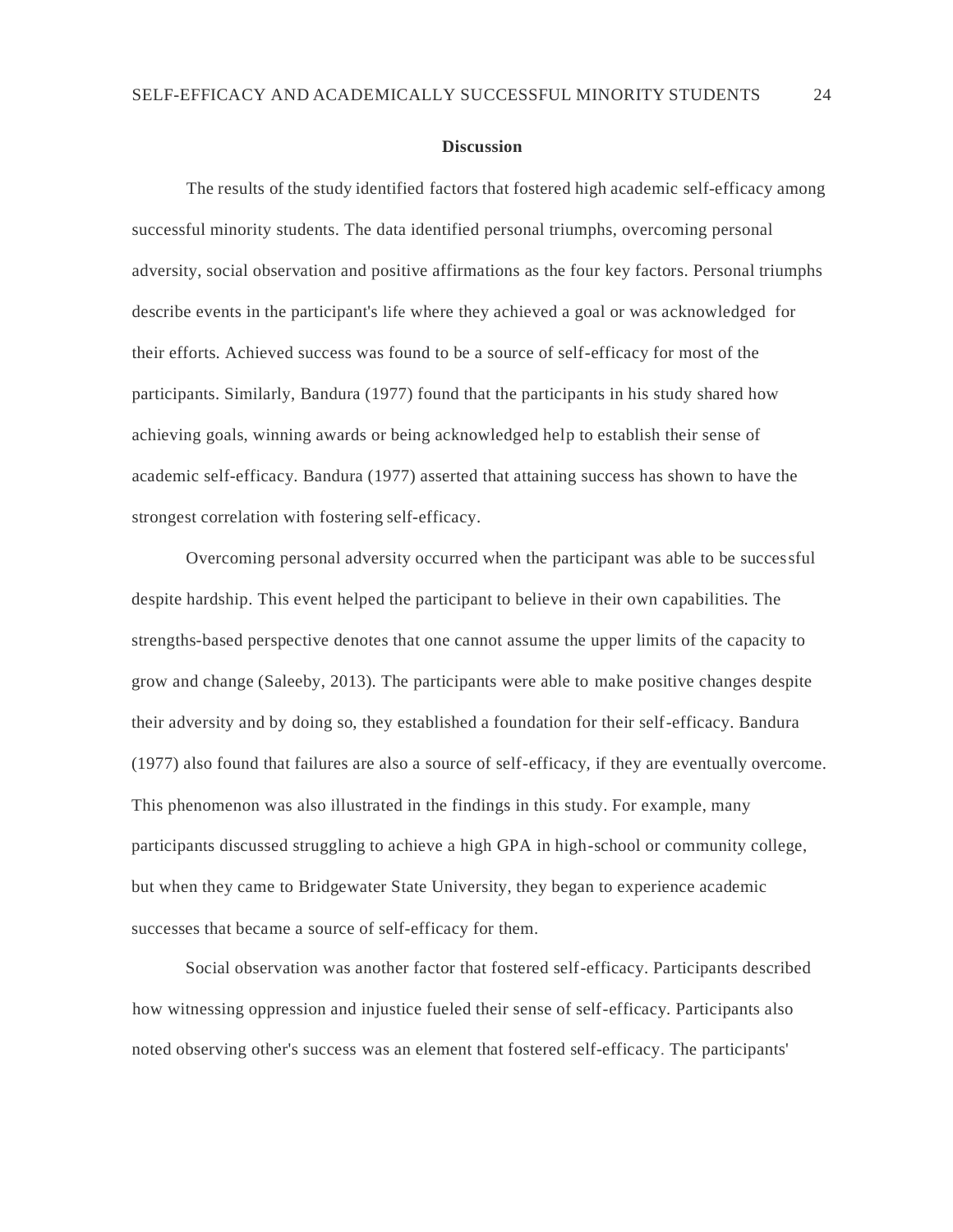## Discussion

The results of the study identified factors that fostered high academic self-efficacy among successful minority students. The data identified personal triumphs, overcoming personal adversity, social observation and positive affirmations as the four key factors. Personal triumphs describe events in the participant's life where they achieved a goal or was acknowledged for their efforts. Achieved success was found to be a source of self-efficacy for most of the participants. Similarly, Bandura (1977) found that the participants in his study shared how achieving goals, winning awards or being acknowledged help to establish their sense of academic self-efficacy. Bandura (1977) asserted that attaining success has shown to have the strongest correlation with fostering self-efficacy.

Overcoming personal adversity occurred when the participant was able to be successful despite hardship. This event helped the participant to believe in their own capabilities. The strengths-based perspective denotes that one cannot assume the upper limits of the capacity to grow and change (Saleeby, 2013). The participants were able to make positive changes despite their adversity and by doing so, they established a foundation for their self-efficacy. Bandura (1977) also found that failures are also a source of self-efficacy, if they are eventually overcome. This phenomenon was also illustrated in the findings in this study. For example, many participants discussed struggling to achieve a high GPA in high-school or community college, but when they came to Bridgewater State University, they began to experience academic successes that became a source of self-efficacy for them.

Social observation was another factor that fostered self-efficacy. Participants described how witnessing oppression and injustice fueled their sense of self-efficacy. Participants also noted observing other's success was an element that fostered self-efficacy. The participants'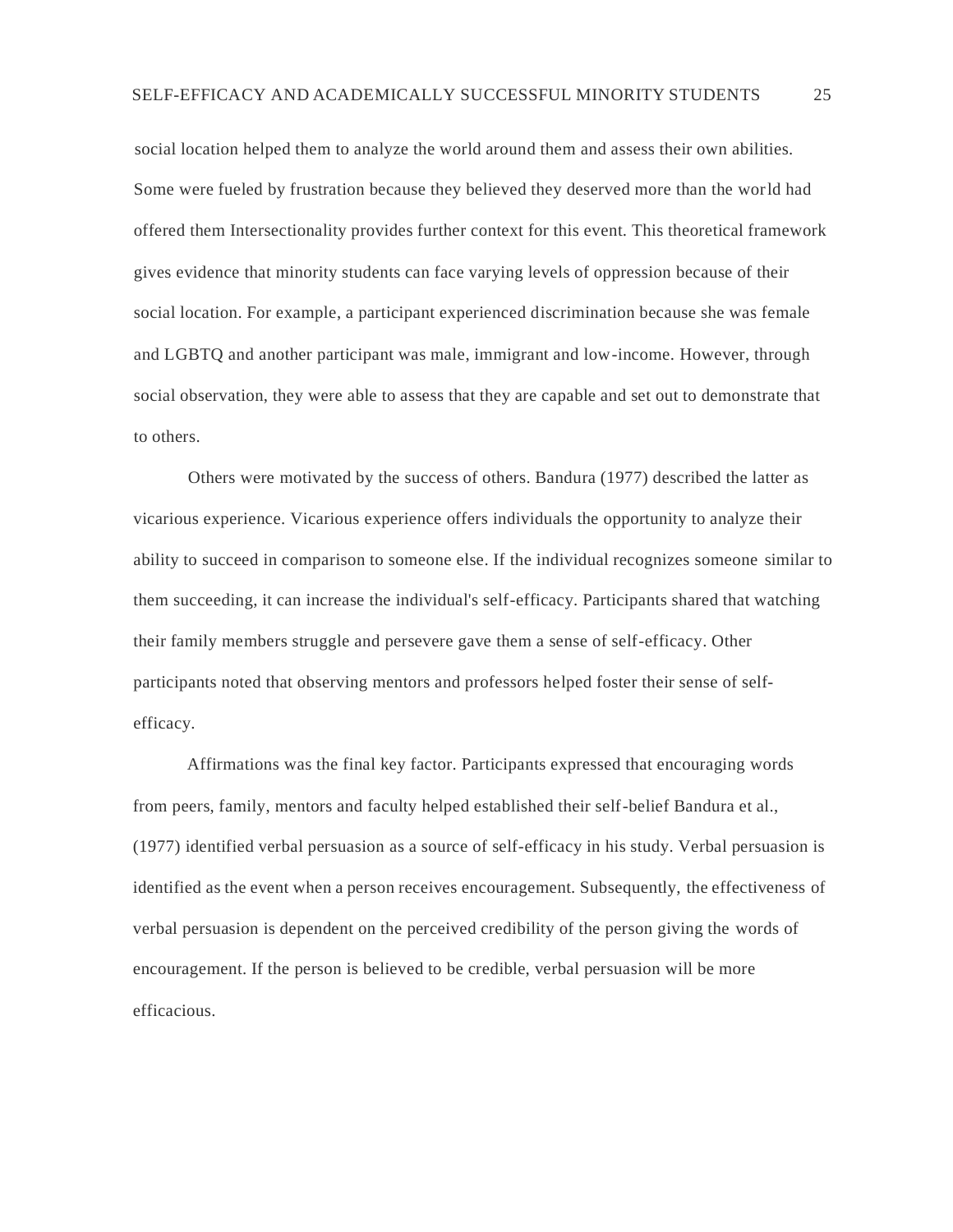social location helped them to analyze the world around them and assess their own abilities. Some were fueled by frustration because they believed they deserved more than the world had offered them Intersectionality provides further context for this event. This theoretical framework gives evidence that minority students can face varying levels of oppression because of their social location. For example, a participant experienced discrimination because she was female and LGBTQ and another participant was male, immigrant and low-income. However, through social observation, they were able to assess that they are capable and set out to demonstrate that to others.

Others were motivated by the success of others. Bandura (1977) described the latter as vicarious experience. Vicarious experience offers individuals the opportunity to analyze their ability to succeed in comparison to someone else. If the individual recognizes someone similar to them succeeding, it can increase the individual's self-efficacy. Participants shared that watching their family members struggle and persevere gave them a sense of self-efficacy. Other participants noted that observing mentors and professors helped foster their sense of self-efficacy.

Affirmations was the final key factor. Participants expressed that encouraging words from peers, family, mentors and faculty helped established their self-belief Bandura et al., (1977) identified verbal persuasion as a source of self-efficacy in his study. Verbal persuasion is identified as the event when a person receives encouragement. Subsequently, the effectiveness of verbal persuasion is dependent on the perceived credibility of the person giving the words of encouragement. If the person is believed to be credible, verbal persuasion will be more efficacious.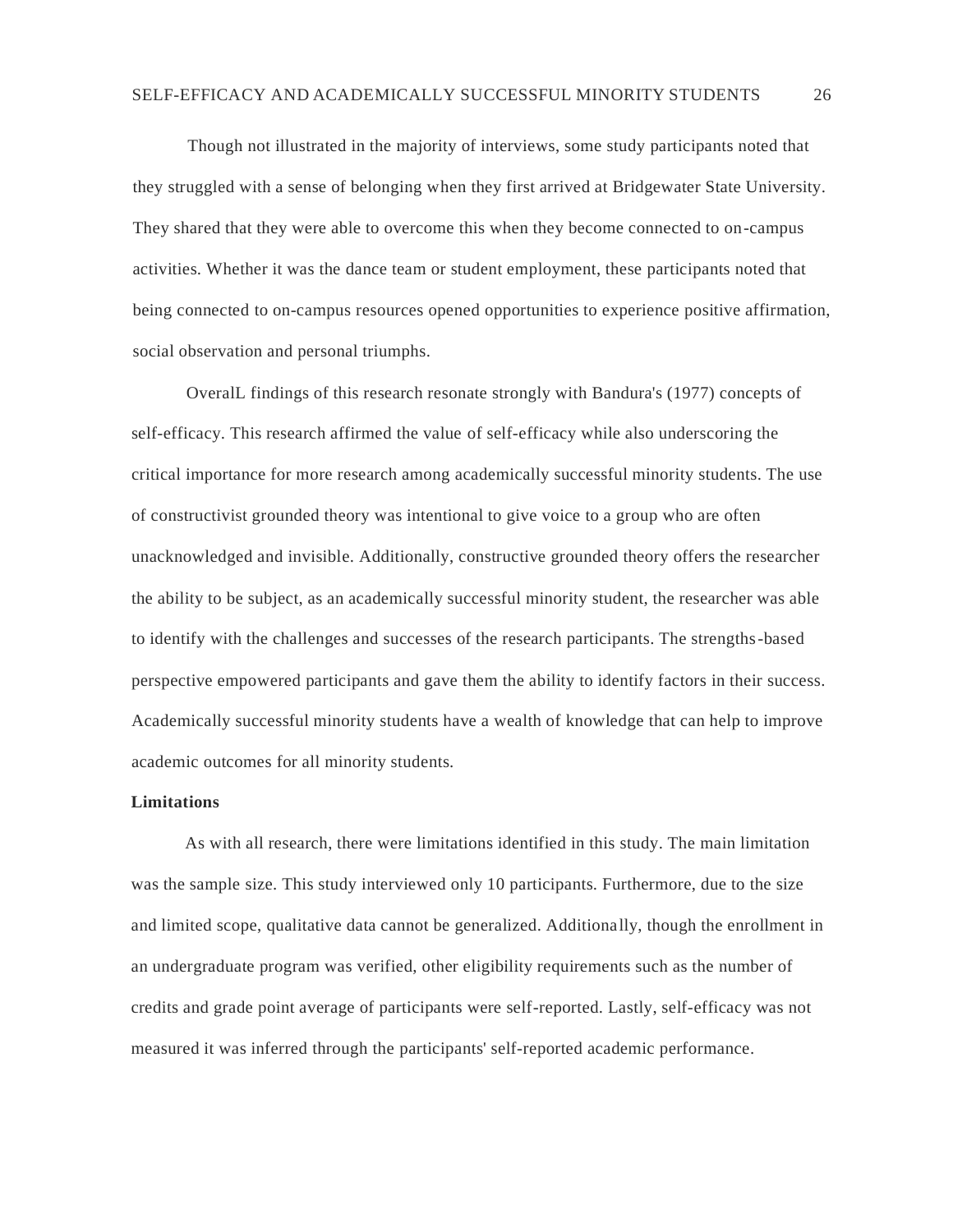Though not illustrated in the majority of interviews, some study participants noted that they struggled with a sense of belonging when they first arrived at Bridgewater State University. They shared that they were able to overcome this when they become connected to on-campus activities. Whether it was the dance team or student employment, these participants noted that being connected to on-campus resources opened opportunities to experience positive affirmation, social observation and personal triumphs.

OveralL findings of this research resonate strongly with Bandura's (1977) concepts of self-efficacy. This research affirmed the value of self-efficacy while also underscoring the critical importance for more research among academically successful minority students. The use of constructivist grounded theory was intentional to give voice to a group who are often unacknowledged and invisible. Additionally, constructive grounded theory offers the researcher the ability to be subject, as an academically successful minority student, the researcher was able to identify with the challenges and successes of the research participants. The strengths-based perspective empowered participants and gave them the ability to identify factors in their success. Academically successful minority students have a wealth of knowledge that can help to improve academic outcomes for all minority students.

**Limitations**

As with all research, there were limitations identified in this study. The main limitation was the sample size. This study interviewed only 10 participants. Furthermore, due to the size and limited scope, qualitative data cannot be generalized. Additionally, though the enrollment in an undergraduate program was verified, other eligibility requirements such as the number of credits and grade point average of participants were self-reported. Lastly, self-efficacy was not measured it was inferred through the participants' self-reported academic performance.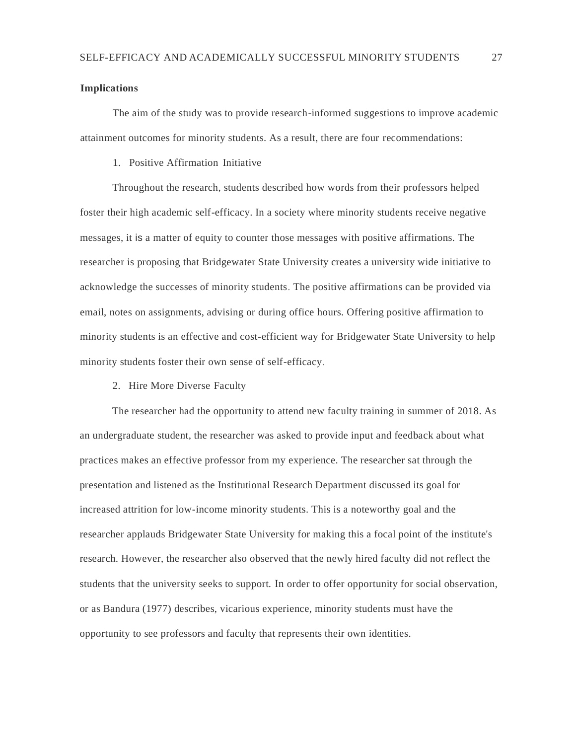**Implications**

The aim of the study was to provide research-informed suggestions to improve academic attainment outcomes for minority students. As a result, there are four recommendations:

1. Positive Affirmation Initiative

Throughout the research, students described how words from their professors helped foster their high academic self-efficacy. In a society where minority students receive negative messages, it is a matter of equity to counter those messages with positive affirmations. The researcher is proposing that Bridgewater State University creates a university wide initiative to acknowledge the successes of minority students. The positive affirmations can be provided via email, notes on assignments, advising or during office hours. Offering positive affirmation to minority students is an effective and cost-efficient way for Bridgewater State University to help minority students foster their own sense of self-efficacy.

2. Hire More Diverse Faculty

The researcher had the opportunity to attend new faculty training in summer of 2018. As an undergraduate student, the researcher was asked to provide input and feedback about what practices makes an effective professor from my experience. The researcher sat through the presentation and listened as the Institutional Research Department discussed its goal for increased attrition for low-income minority students. This is a noteworthy goal and the researcher applauds Bridgewater State University for making this a focal point of the institute's research. However, the researcher also observed that the newly hired faculty did not reflect the students that the university seeks to support. In order to offer opportunity for social observation, or as Bandura (1977) describes, vicarious experience, minority students must have the opportunity to see professors and faculty that represents their own identities.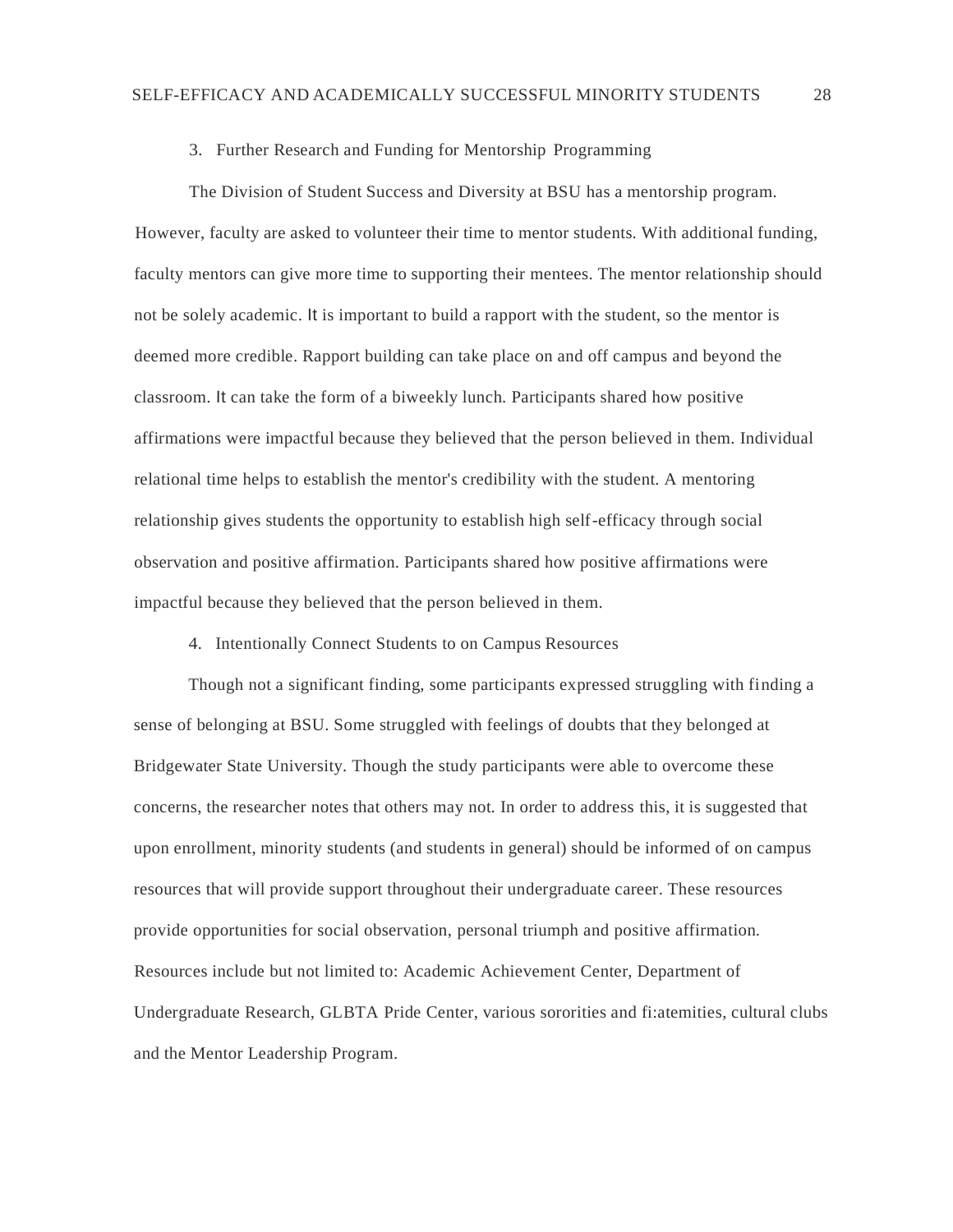3. Further Research and Funding for Mentorship Programming

The Division of Student Success and Diversity at BSU has a mentorship program. However, faculty are asked to volunteer their time to mentor students. With additional funding, faculty mentors can give more time to supporting their mentees. The mentor relationship should not be solely academic. It is important to build a rapport with the student, so the mentor is deemed more credible. Rapport building can take place on and off campus and beyond the classroom. It can take the form of a biweekly lunch. Participants shared how positive affirmations were impactful because they believed that the person believed in them. Individual relational time helps to establish the mentor's credibility with the student. A mentoring relationship gives students the opportunity to establish high self-efficacy through social observation and positive affirmation. Participants shared how positive affirmations were impactful because they believed that the person believed in them.

4. Intentionally Connect Students to on Campus Resources

Though not a significant finding, some participants expressed struggling with finding a sense of belonging at BSU. Some struggled with feelings of doubts that they belonged at Bridgewater State University. Though the study participants were able to overcome these concerns, the researcher notes that others may not. In order to address this, it is suggested that upon enrollment, minority students (and students in general) should be informed of on campus resources that will provide support throughout their undergraduate career. These resources provide opportunities for social observation, personal triumph and positive affirmation. Resources include but not limited to: Academic Achievement Center, Department of Undergraduate Research, GLBTA Pride Center, various sororities and fi:atemities, cultural clubs and the Mentor Leadership Program.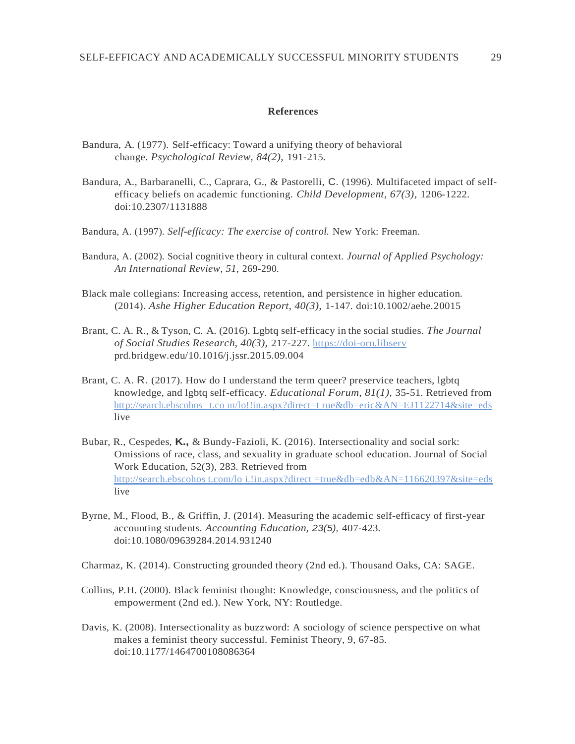## References

Bandura, A. (1977). Self-efficacy: Toward a unifying theory of behavioral change. *Psychological Review, 84(2),* 191-215.

Bandura, A., Barbaranelli, C., Caprara, G., & Pastorelli, C. (1996). Multifaceted impact of self-efficacy beliefs on academic functioning. *Child Development, 67(3),* 1206-1222. doi:10.2307/1131888

Bandura, A. (1997). *Self-efficacy: The exercise of control.* New York: Freeman.

Bandura, A. (2002). Social cognitive theory in cultural context. *Journal of Applied Psychology: An International Review, 51*, 269-290.

Black male collegians: Increasing access, retention, and persistence in higher education. (2014). *Ashe Higher Education Report, 40(3),* 1-147. doi:10.1002/aehe.20015

Brant, C. A. R., & Tyson, C. A. (2016). Lgbtq self-efficacy in the social studies. *The Journal of Social Studies Research, 40(3),* 217-227. https://doi-orn.libserv prd.bridgew.edu/10.1016/j.jssr.2015.09.004

Brant, C. A. R. (2017). How do I understand the term queer? preservice teachers, lgbtq knowledge, and lgbtq self-efficacy. *Educational Forum, 81(1),* 35-51. Retrieved from http://search.ebscohos t.co m/lo!!in.aspx?direct=t rue&db=eric&AN=EJ1122714&site=eds live

Bubar, R., Cespedes, K., & Bundy-Fazioli, K. (2016). Intersectionality and social sork: Omissions of race, class, and sexuality in graduate school education. Journal of Social Work Education, 52(3), 283. Retrieved from http://search.ebscohos t.com/lo i.!in.aspx?direct =true&db=edb&AN=116620397&site=eds live

Byrne, M., Flood, B., & Griffin, J. (2014). Measuring the academic self-efficacy of first-year accounting students. *Accounting Education, 23(5),* 407-423. doi:10.1080/09639284.2014.931240

Charmaz, K. (2014). Constructing grounded theory (2nd ed.). Thousand Oaks, CA: SAGE.

Collins, P.H. (2000). Black feminist thought: Knowledge, consciousness, and the politics of empowerment (2nd ed.). New York, NY: Routledge.

Davis, K. (2008). Intersectionality as buzzword: A sociology of science perspective on what makes a feminist theory successful. Feminist Theory, 9, 67-85. doi:10.1177/1464700108086364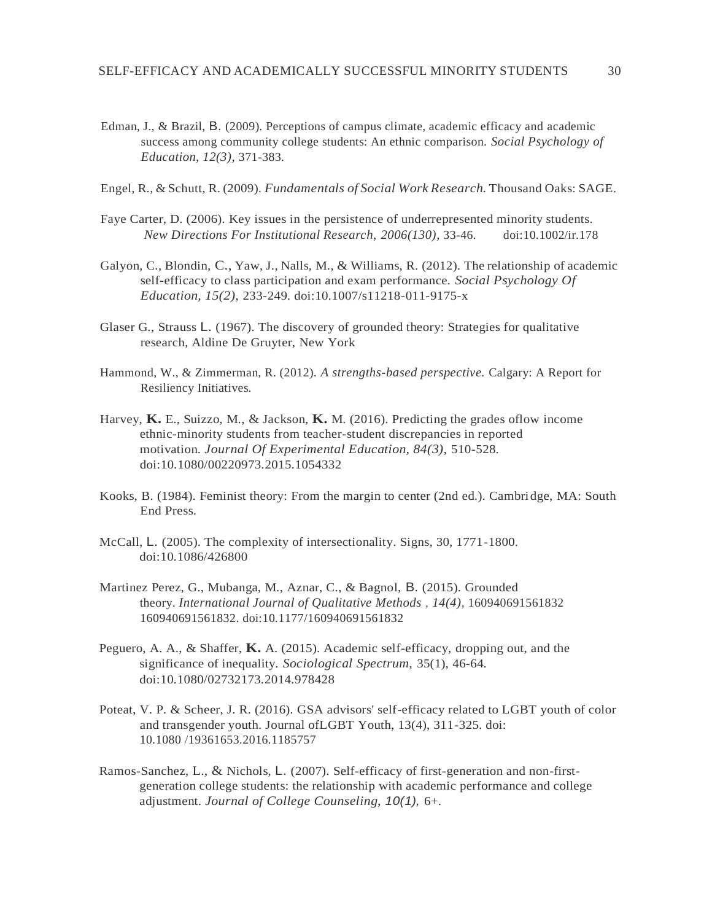Edman, J., & Brazil, B. (2009). Perceptions of campus climate, academic efficacy and academic success among community college students: An ethnic comparison. *Social Psychology of Education, 12(3)*, 371-383.

Engel, R., & Schutt, R. (2009). *Fundamentals of Social Work Research.* Thousand Oaks: SAGE.

Faye Carter, D. (2006). Key issues in the persistence of underrepresented minority students. *New Directions For Institutional Research, 2006(130)*, 33-46. doi:10.1002/ir.178

Galyon, C., Blondin, C., Yaw, J., Nalls, M., & Williams, R. (2012). The relationship of academic self-efficacy to class participation and exam performance. *Social Psychology Of Education, 15(2)*, 233-249. doi:10.1007/s11218-011-9175-x

Glaser G., Strauss L. (1967). The discovery of grounded theory: Strategies for qualitative research, Aldine De Gruyter, New York

Hammond, W., & Zimmerman, R. (2012). *A strengths-based perspective.* Calgary: A Report for Resiliency Initiatives.

Harvey, **K.** E., Suizzo, M., & Jackson, **K.** M. (2016). Predicting the grades oflow income ethnic-minority students from teacher-student discrepancies in reported motivation. *Journal Of Experimental Education, 84(3)*, 510-528. doi:10.1080/00220973.2015.1054332

Kooks, B. (1984). Feminist theory: From the margin to center (2nd ed.). Cambridge, MA: South End Press.

McCall, L. (2005). The complexity of intersectionality. Signs, 30, 1771-1800. doi:10.1086/426800

Martinez Perez, G., Mubanga, M., Aznar, C., & Bagnol, B. (2015). Grounded theory. *International Journal of Qualitative Methods , 14(4)*, 160940691561832 160940691561832. doi:10.1177/160940691561832

Peguero, A. A., & Shaffer, **K.** A. (2015). Academic self-efficacy, dropping out, and the significance of inequality. *Sociological Spectrum,* 35(1), 46-64. doi:10.1080/02732173.2014.978428

Poteat, V. P. & Scheer, J. R. (2016). GSA advisors' self-efficacy related to LGBT youth of color and transgender youth. Journal ofLGBT Youth, 13(4), 311-325. doi: 10.1080 /19361653.2016.1185757

Ramos-Sanchez, L., & Nichols, L. (2007). Self-efficacy of first-generation and non-first-generation college students: the relationship with academic performance and college adjustment. *Journal of College Counseling, 10(1),* 6+.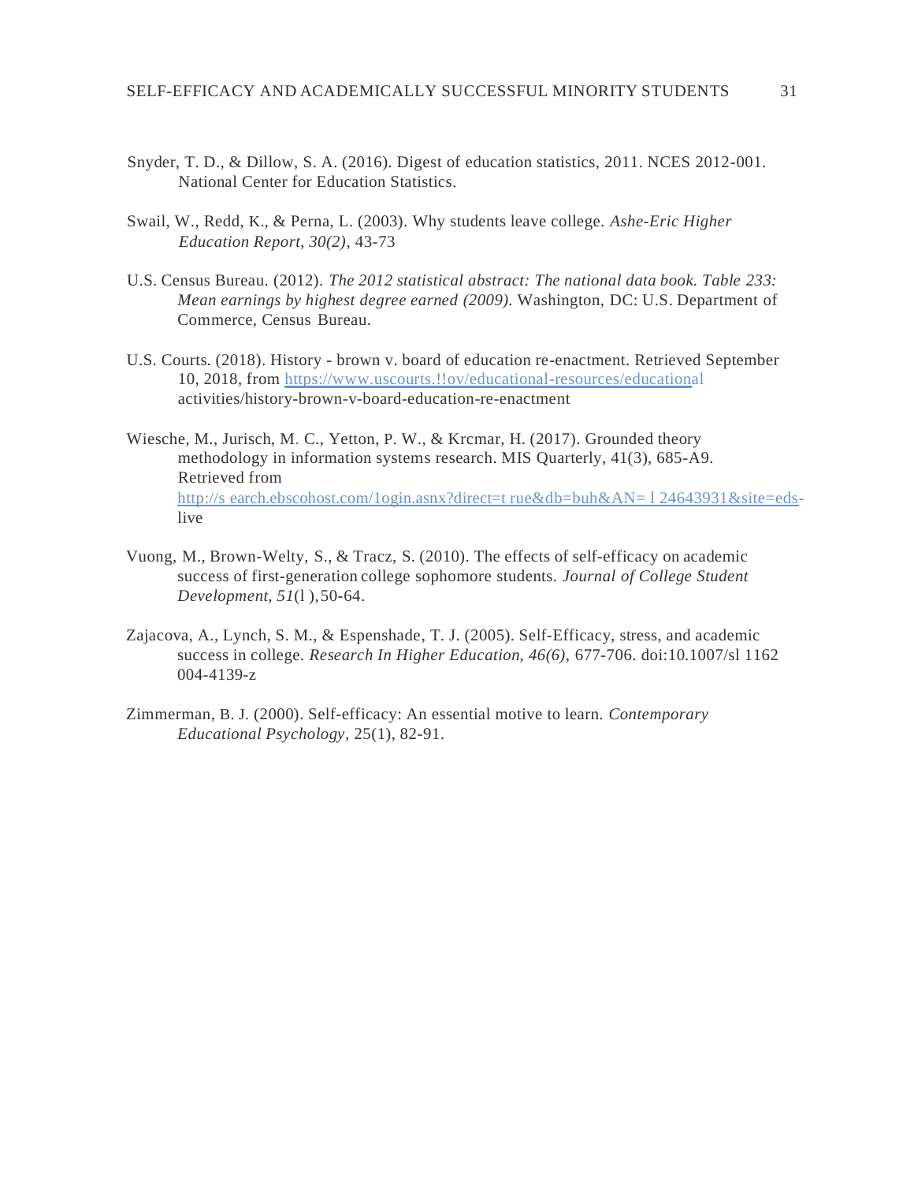Snyder, T. D., & Dillow, S. A. (2016). Digest of education statistics, 2011. NCES 2012-001. National Center for Education Statistics.

Swail, W., Redd, K., & Perna, L. (2003). Why students leave college. *Ashe-Eric Higher Education Report, 30(2),* 43-73

U.S. Census Bureau. (2012). *The 2012 statistical abstract: The national data book. Table 233: Mean earnings by highest degree earned (2009).* Washington, DC: U.S. Department of Commerce, Census Bureau.

U.S. Courts. (2018). History - brown v. board of education re-enactment. Retrieved September 10, 2018, from https://www.uscourts.!!ov/educational-resources/educational activities/history-brown-v-board-education-re-enactment

Wiesche, M., Jurisch, M. C., Yetton, P. W., & Krcmar, H. (2017). Grounded theory methodology in information systems research. MIS Quarterly, 41(3), 685-A9. Retrieved from http://s earch.ebscohost.com/1ogin.asnx?direct=t rue&db=buh&AN= l 24643931&site=eds-live

Vuong, M., Brown-Welty, S., & Tracz, S. (2010). The effects of self-efficacy on academic success of first-generation college sophomore students. *Journal of College Student Development, 51*(l ), 50-64.

Zajacova, A., Lynch, S. M., & Espenshade, T. J. (2005). Self-Efficacy, stress, and academic success in college. *Research In Higher Education, 46(6),* 677-706. doi:10.1007/sl 1162 004-4139-z

Zimmerman, B. J. (2000). Self-efficacy: An essential motive to learn. *Contemporary Educational Psychology,* 25(1), 82-91.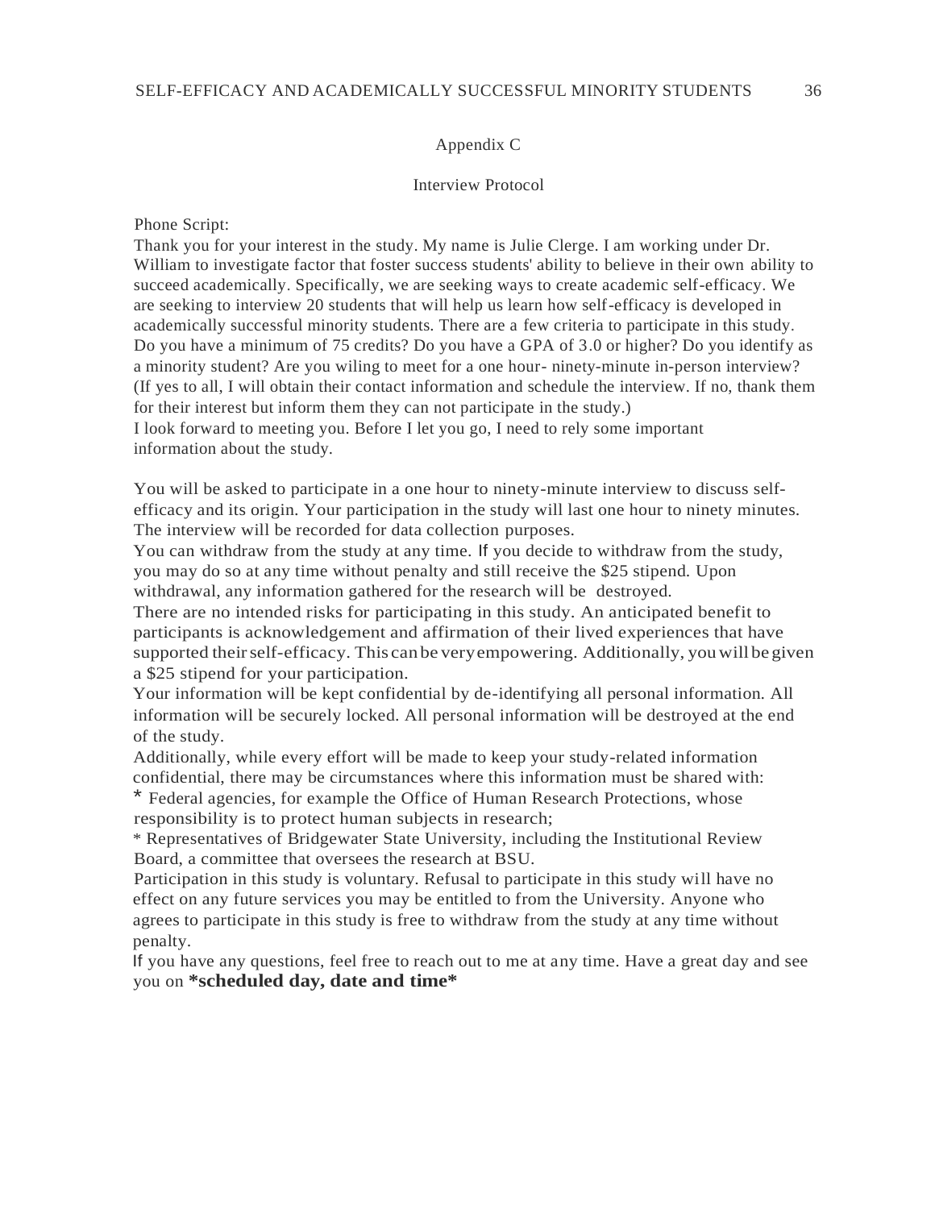## Appendix C

### Interview Protocol

Phone Script:

Thank you for your interest in the study. My name is Julie Clerge. I am working under Dr. William to investigate factor that foster success students' ability to believe in their own ability to succeed academically. Specifically, we are seeking ways to create academic self-efficacy. We are seeking to interview 20 students that will help us learn how self-efficacy is developed in academically successful minority students. There are a few criteria to participate in this study. Do you have a minimum of 75 credits? Do you have a GPA of 3.0 or higher? Do you identify as a minority student? Are you wiling to meet for a one hour- ninety-minute in-person interview? (If yes to all, I will obtain their contact information and schedule the interview. If no, thank them for their interest but inform them they can not participate in the study.)

I look forward to meeting you. Before I let you go, I need to rely some important information about the study.

You will be asked to participate in a one hour to ninety-minute interview to discuss self-efficacy and its origin. Your participation in the study will last one hour to ninety minutes. The interview will be recorded for data collection purposes.

You can withdraw from the study at any time. If you decide to withdraw from the study, you may do so at any time without penalty and still receive the $25 stipend. Upon withdrawal, any information gathered for the research will be destroyed.

There are no intended risks for participating in this study. An anticipated benefit to participants is acknowledgement and affirmation of their lived experiences that have supported their self-efficacy. This can be very empowering. Additionally, you will be given a $25 stipend for your participation.

Your information will be kept confidential by de-identifying all personal information. All information will be securely locked. All personal information will be destroyed at the end of the study.

Additionally, while every effort will be made to keep your study-related information confidential, there may be circumstances where this information must be shared with:

* Federal agencies, for example the Office of Human Research Protections, whose responsibility is to protect human subjects in research;
* Representatives of Bridgewater State University, including the Institutional Review Board, a committee that oversees the research at BSU.

Participation in this study is voluntary. Refusal to participate in this study will have no effect on any future services you may be entitled to from the University. Anyone who agrees to participate in this study is free to withdraw from the study at any time without penalty.

If you have any questions, feel free to reach out to me at any time. Have a great day and see you on **\*scheduled day, date and time\***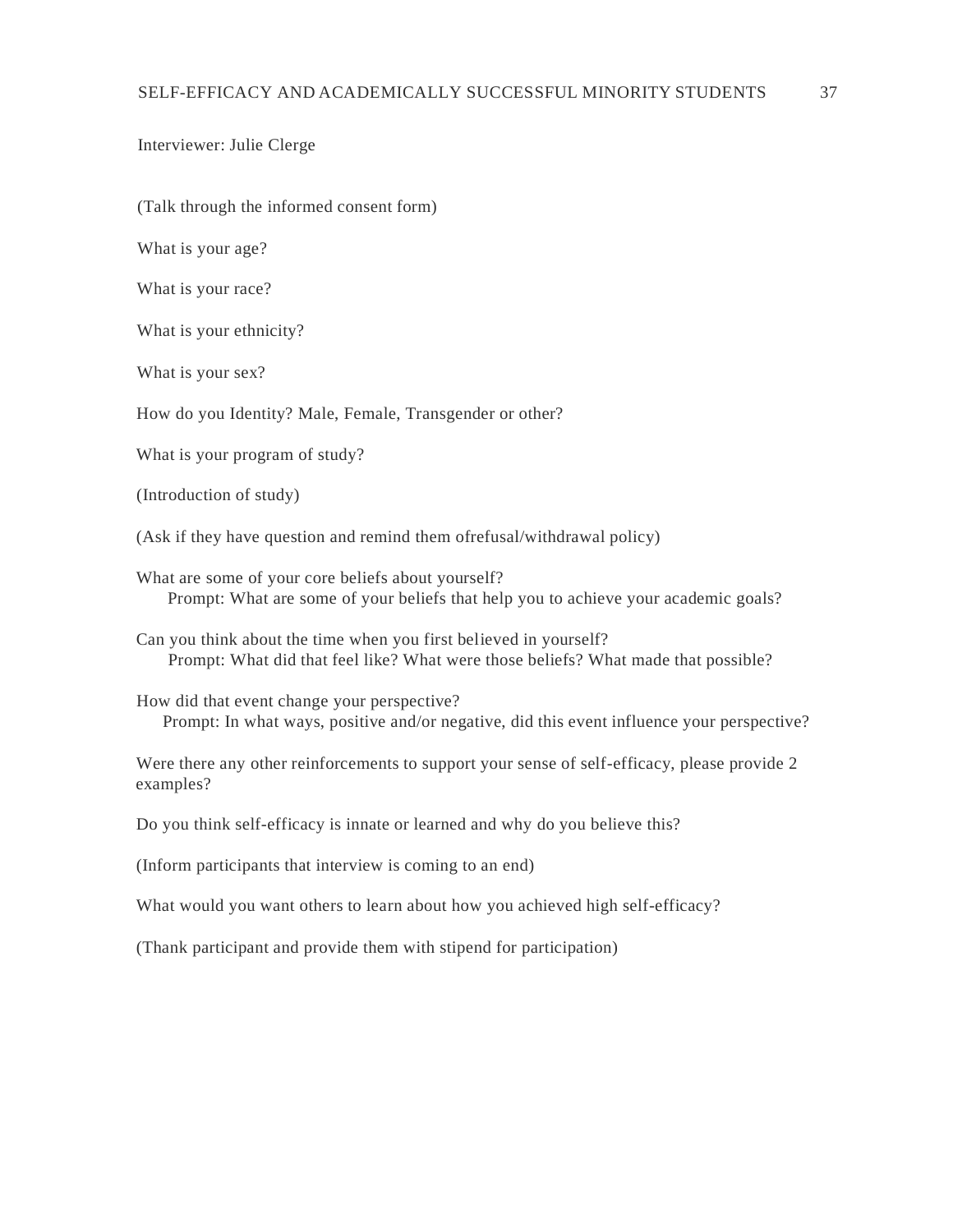Interviewer: Julie Clerge

(Talk through the informed consent form)

What is your age?

What is your race?

What is your ethnicity?

What is your sex?

How do you Identity? Male, Female, Transgender or other?

What is your program of study?

(Introduction of study)

(Ask if they have question and remind them ofrefusal/withdrawal policy)

What are some of your core beliefs about yourself?
    Prompt: What are some of your beliefs that help you to achieve your academic goals?

Can you think about the time when you first believed in yourself?
    Prompt: What did that feel like? What were those beliefs? What made that possible?

How did that event change your perspective?
    Prompt: In what ways, positive and/or negative, did this event influence your perspective?

Were there any other reinforcements to support your sense of self-efficacy, please provide 2 examples?

Do you think self-efficacy is innate or learned and why do you believe this?

(Inform participants that interview is coming to an end)

What would you want others to learn about how you achieved high self-efficacy?

(Thank participant and provide them with stipend for participation)